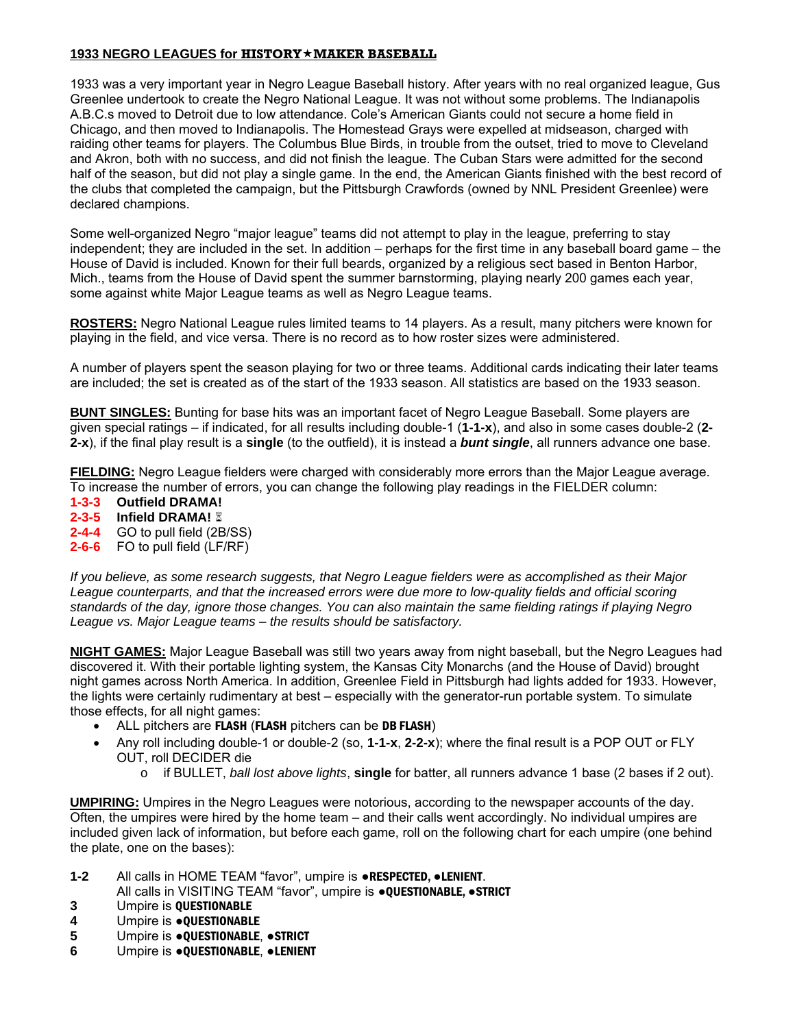# 1933 NEGRO LEAGUES for HISTORY★MAKER BASEBALL

1933 was a very important year in Negro League Baseball history. After years with no real organized league, Gus Greenlee undertook to create the Negro National League. It was not without some problems. The Indianapolis A.B.C.s moved to Detroit due to low attendance. Cole's American Giants could not secure a home field in Chicago, and then moved to Indianapolis. The Homestead Grays were expelled at midseason, charged with raiding other teams for players. The Columbus Blue Birds, in trouble from the outset, tried to move to Cleveland and Akron, both with no success, and did not finish the league. The Cuban Stars were admitted for the second half of the season, but did not play a single game. In the end, the American Giants finished with the best record of the clubs that completed the campaign, but the Pittsburgh Crawfords (owned by NNL President Greenlee) were declared champions.

Some well-organized Negro "major league" teams did not attempt to play in the league, preferring to stay independent; they are included in the set. In addition – perhaps for the first time in any baseball board game – the House of David is included. Known for their full beards, organized by a religious sect based in Benton Harbor, Mich., teams from the House of David spent the summer barnstorming, playing nearly 200 games each year, some against white Major League teams as well as Negro League teams.

**ROSTERS:** Negro National League rules limited teams to 14 players. As a result, many pitchers were known for playing in the field, and vice versa. There is no record as to how roster sizes were administered.

A number of players spent the season playing for two or three teams. Additional cards indicating their later teams are included; the set is created as of the start of the 1933 season. All statistics are based on the 1933 season.

**BUNT SINGLES:** Bunting for base hits was an important facet of Negro League Baseball. Some players are given special ratings – if indicated, for all results including double-1 (**1-1-x**), and also in some cases double-2 (**2-2-x**), if the final play result is a **single** (to the outfield), it is instead a ***bunt single***, all runners advance one base.

**FIELDING:** Negro League fielders were charged with considerably more errors than the Major League average. To increase the number of errors, you can change the following play readings in the FIELDER column:

**1-3-3** **Outfield DRAMA!**
**2-3-5** **Infield DRAMA!** ⌛
**2-4-4** GO to pull field (2B/SS)
**2-6-6** FO to pull field (LF/RF)

*If you believe, as some research suggests, that Negro League fielders were as accomplished as their Major League counterparts, and that the increased errors were due more to low-quality fields and official scoring standards of the day, ignore those changes. You can also maintain the same fielding ratings if playing Negro League vs. Major League teams – the results should be satisfactory.*

**NIGHT GAMES:** Major League Baseball was still two years away from night baseball, but the Negro Leagues had discovered it. With their portable lighting system, the Kansas City Monarchs (and the House of David) brought night games across North America. In addition, Greenlee Field in Pittsburgh had lights added for 1933. However, the lights were certainly rudimentary at best – especially with the generator-run portable system. To simulate those effects, for all night games:

- ALL pitchers are **FLASH** (**FLASH** pitchers can be **DB FLASH**)
- Any roll including double-1 or double-2 (so, **1-1-x**, **2-2-x**); where the final result is a POP OUT or FLY OUT, roll DECIDER die
  - if BULLET, *ball lost above lights*, **single** for batter, all runners advance 1 base (2 bases if 2 out).

**UMPIRING:** Umpires in the Negro Leagues were notorious, according to the newspaper accounts of the day. Often, the umpires were hired by the home team – and their calls went accordingly. No individual umpires are included given lack of information, but before each game, roll on the following chart for each umpire (one behind the plate, one on the bases):

**1-2** All calls in HOME TEAM "favor", umpire is **●RESPECTED, ●LENIENT**.
All calls in VISITING TEAM "favor", umpire is **●QUESTIONABLE, ●STRICT**
**3** Umpire is **QUESTIONABLE**
**4** Umpire is **●QUESTIONABLE**
**5** Umpire is **●QUESTIONABLE**, **●STRICT**
**6** Umpire is **●QUESTIONABLE**, **●LENIENT**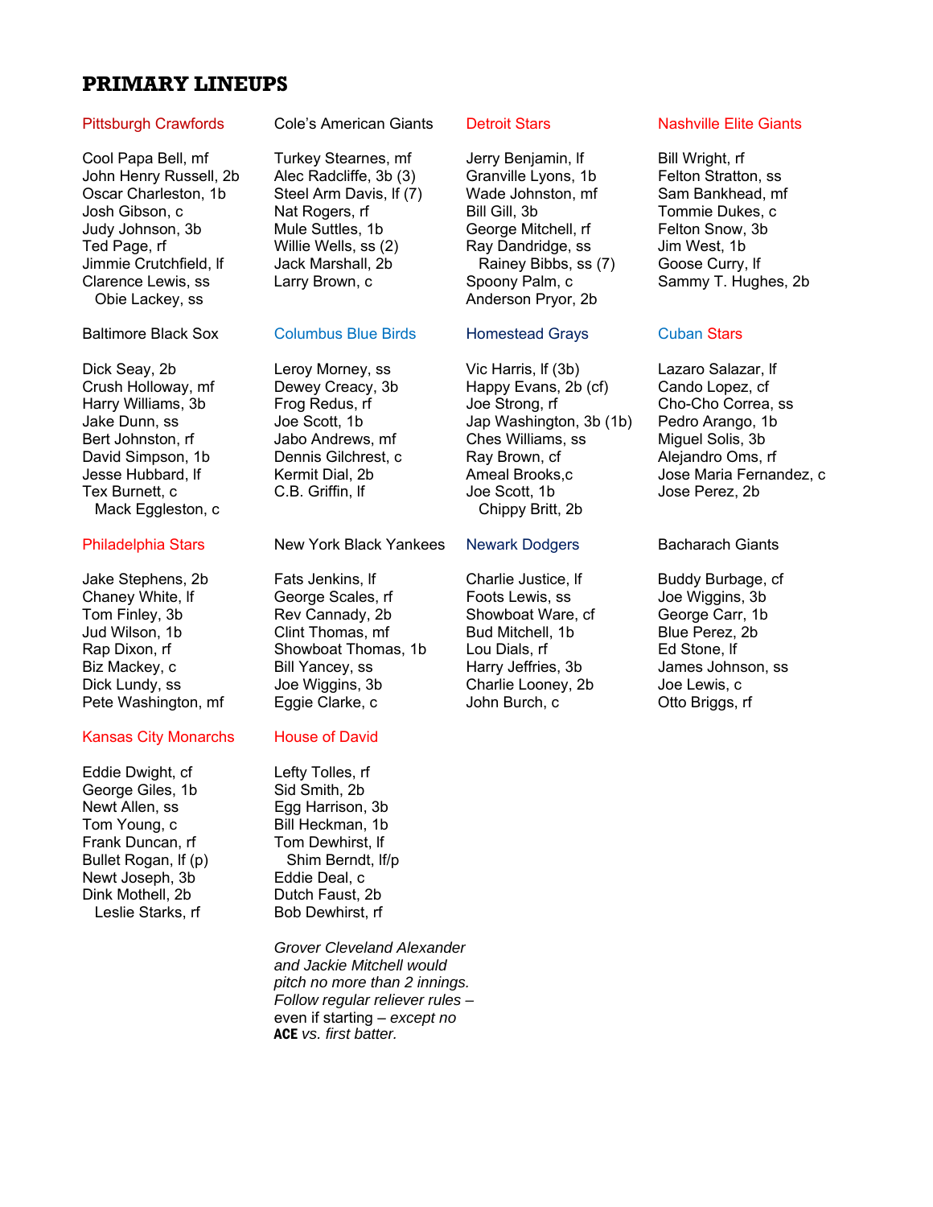# PRIMARY LINEUPS

Pittsburgh Crawfords

Cool Papa Bell, mf
John Henry Russell, 2b
Oscar Charleston, 1b
Josh Gibson, c
Judy Johnson, 3b
Ted Page, rf
Jimmie Crutchfield, lf
Clarence Lewis, ss
  Obie Lackey, ss

Cole's American Giants

Turkey Stearnes, mf
Alec Radcliffe, 3b (3)
Steel Arm Davis, lf (7)
Nat Rogers, rf
Mule Suttles, 1b
Willie Wells, ss (2)
Jack Marshall, 2b
Larry Brown, c

Detroit Stars

Jerry Benjamin, lf
Granville Lyons, 1b
Wade Johnston, mf
Bill Gill, 3b
George Mitchell, rf
Ray Dandridge, ss
  Rainey Bibbs, ss (7)
Spoony Palm, c
Anderson Pryor, 2b

Nashville Elite Giants

Bill Wright, rf
Felton Stratton, ss
Sam Bankhead, mf
Tommie Dukes, c
Felton Snow, 3b
Jim West, 1b
Goose Curry, lf
Sammy T. Hughes, 2b

Baltimore Black Sox

Dick Seay, 2b
Crush Holloway, mf
Harry Williams, 3b
Jake Dunn, ss
Bert Johnston, rf
David Simpson, 1b
Jesse Hubbard, lf
Tex Burnett, c
  Mack Eggleston, c

Columbus Blue Birds

Leroy Morney, ss
Dewey Creacy, 3b
Frog Redus, rf
Joe Scott, 1b
Jabo Andrews, mf
Dennis Gilchrest, c
Kermit Dial, 2b
C.B. Griffin, lf

Homestead Grays

Vic Harris, lf (3b)
Happy Evans, 2b (cf)
Joe Strong, rf
Jap Washington, 3b (1b)
Ches Williams, ss
Ray Brown, cf
Ameal Brooks,c
Joe Scott, 1b
  Chippy Britt, 2b

Cuban Stars

Lazaro Salazar, lf
Cando Lopez, cf
Cho-Cho Correa, ss
Pedro Arango, 1b
Miguel Solis, 3b
Alejandro Oms, rf
Jose Maria Fernandez, c
Jose Perez, 2b

Philadelphia Stars

Jake Stephens, 2b
Chaney White, lf
Tom Finley, 3b
Jud Wilson, 1b
Rap Dixon, rf
Biz Mackey, c
Dick Lundy, ss
Pete Washington, mf

New York Black Yankees

Fats Jenkins, lf
George Scales, rf
Rev Cannady, 2b
Clint Thomas, mf
Showboat Thomas, 1b
Bill Yancey, ss
Joe Wiggins, 3b
Eggie Clarke, c

Newark Dodgers

Charlie Justice, lf
Foots Lewis, ss
Showboat Ware, cf
Bud Mitchell, 1b
Lou Dials, rf
Harry Jeffries, 3b
Charlie Looney, 2b
John Burch, c

Bacharach Giants

Buddy Burbage, cf
Joe Wiggins, 3b
George Carr, 1b
Blue Perez, 2b
Ed Stone, lf
James Johnson, ss
Joe Lewis, c
Otto Briggs, rf

Kansas City Monarchs

Eddie Dwight, cf
George Giles, 1b
Newt Allen, ss
Tom Young, c
Frank Duncan, rf
Bullet Rogan, lf (p)
Newt Joseph, 3b
Dink Mothell, 2b
  Leslie Starks, rf

House of David

Lefty Tolles, rf
Sid Smith, 2b
Egg Harrison, 3b
Bill Heckman, 1b
Tom Dewhirst, lf
  Shim Berndt, lf/p
Eddie Deal, c
Dutch Faust, 2b
Bob Dewhirst, rf

*Grover Cleveland Alexander and Jackie Mitchell would pitch no more than 2 innings. Follow regular reliever rules –* even if starting – *except no* **ACE** *vs. first batter.*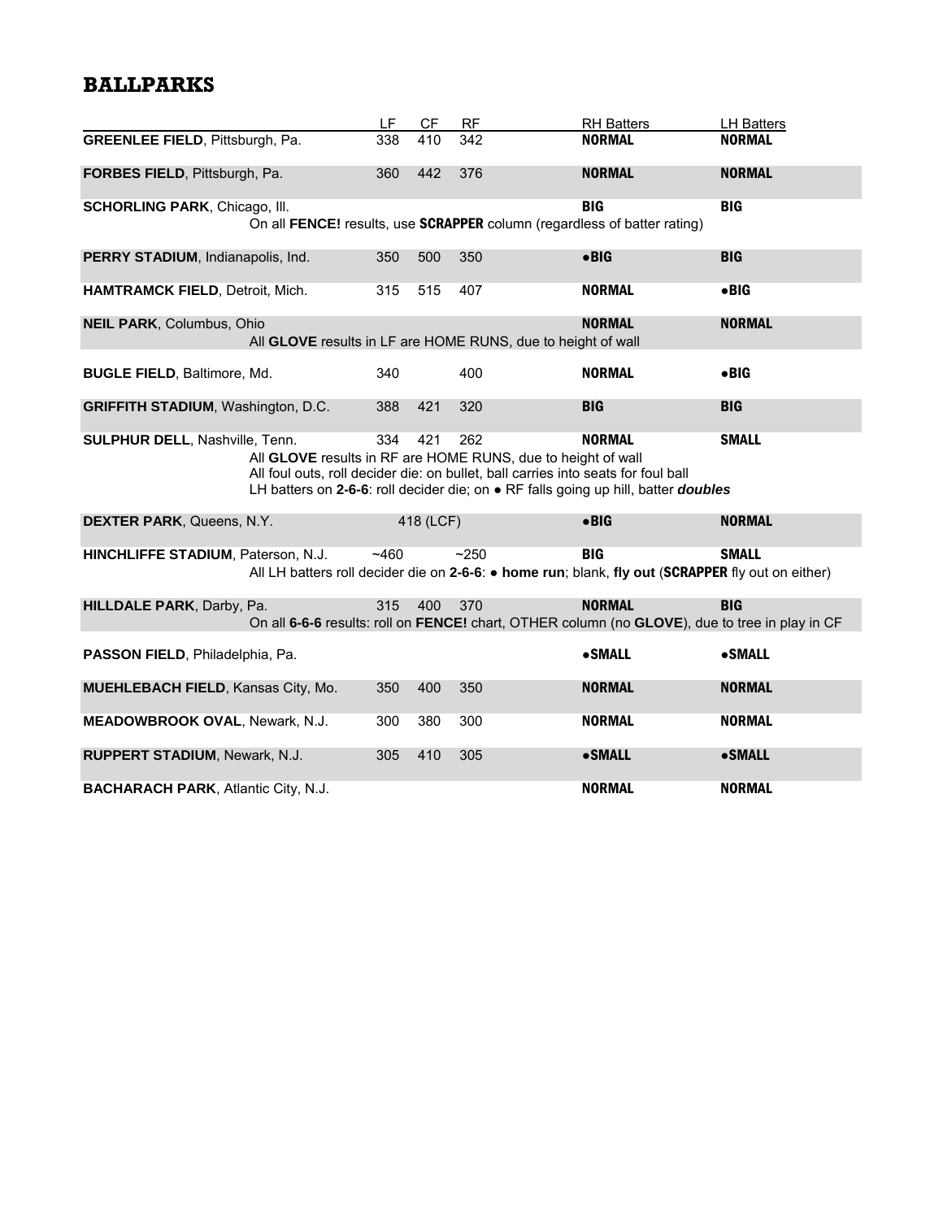## BALLPARKS

| | LF | CF | RF | RH Batters | LH Batters |
|---|---|---|---|---|---|
| **GREENLEE FIELD**, Pittsburgh, Pa. | 338 | 410 | 342 | **NORMAL** | **NORMAL** |
| **FORBES FIELD**, Pittsburgh, Pa. | 360 | 442 | 376 | **NORMAL** | **NORMAL** |
| **SCHORLING PARK**, Chicago, Ill. | | | | **BIG** | **BIG** |
| On all **FENCE!** results, use **SCRAPPER** column (regardless of batter rating) | | | | | |
| **PERRY STADIUM**, Indianapolis, Ind. | 350 | 500 | 350 | **●BIG** | **BIG** |
| **HAMTRAMCK FIELD**, Detroit, Mich. | 315 | 515 | 407 | **NORMAL** | **●BIG** |
| **NEIL PARK**, Columbus, Ohio | | | | **NORMAL** | **NORMAL** |
| All **GLOVE** results in LF are HOME RUNS, due to height of wall | | | | | |
| **BUGLE FIELD**, Baltimore, Md. | 340 | | 400 | **NORMAL** | **●BIG** |
| **GRIFFITH STADIUM**, Washington, D.C. | 388 | 421 | 320 | **BIG** | **BIG** |
| **SULPHUR DELL**, Nashville, Tenn. | 334 | 421 | 262 | **NORMAL** | **SMALL** |
| All **GLOVE** results in RF are HOME RUNS, due to height of wall<br>All foul outs, roll decider die: on bullet, ball carries into seats for foul ball<br>LH batters on **2-6-6**: roll decider die; on ● RF falls going up hill, batter ***doubles*** | | | | | |
| **DEXTER PARK**, Queens, N.Y. | | 418 (LCF) | | **●BIG** | **NORMAL** |
| **HINCHLIFFE STADIUM**, Paterson, N.J. | ~460 | | ~250 | **BIG** | **SMALL** |
| All LH batters roll decider die on **2-6-6**: **● home run**; blank, **fly out** (**SCRAPPER** fly out on either) | | | | | |
| **HILLDALE PARK**, Darby, Pa. | 315 | 400 | 370 | **NORMAL** | **BIG** |
| On all **6-6-6** results: roll on **FENCE!** chart, OTHER column (no **GLOVE**), due to tree in play in CF | | | | | |
| **PASSON FIELD**, Philadelphia, Pa. | | | | **●SMALL** | **●SMALL** |
| **MUEHLEBACH FIELD**, Kansas City, Mo. | 350 | 400 | 350 | **NORMAL** | **NORMAL** |
| **MEADOWBROOK OVAL**, Newark, N.J. | 300 | 380 | 300 | **NORMAL** | **NORMAL** |
| **RUPPERT STADIUM**, Newark, N.J. | 305 | 410 | 305 | **●SMALL** | **●SMALL** |
| **BACHARACH PARK**, Atlantic City, N.J. | | | | **NORMAL** | **NORMAL** |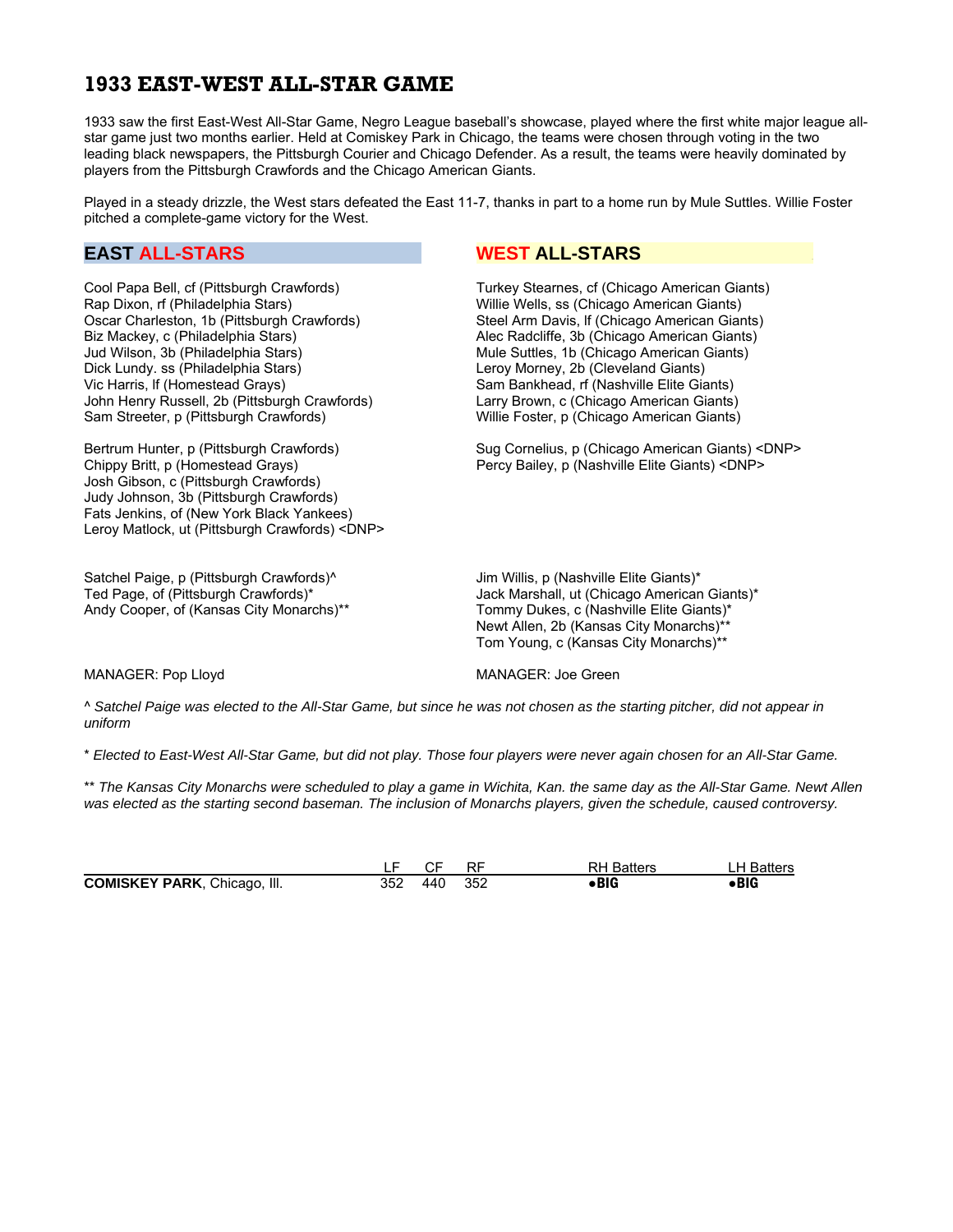# 1933 EAST-WEST ALL-STAR GAME

1933 saw the first East-West All-Star Game, Negro League baseball's showcase, played where the first white major league all-star game just two months earlier. Held at Comiskey Park in Chicago, the teams were chosen through voting in the two leading black newspapers, the Pittsburgh Courier and Chicago Defender. As a result, the teams were heavily dominated by players from the Pittsburgh Crawfords and the Chicago American Giants.

Played in a steady drizzle, the West stars defeated the East 11-7, thanks in part to a home run by Mule Suttles. Willie Foster pitched a complete-game victory for the West.

## EAST ALL-STARS

Cool Papa Bell, cf (Pittsburgh Crawfords)
Rap Dixon, rf (Philadelphia Stars)
Oscar Charleston, 1b (Pittsburgh Crawfords)
Biz Mackey, c (Philadelphia Stars)
Jud Wilson, 3b (Philadelphia Stars)
Dick Lundy. ss (Philadelphia Stars)
Vic Harris, lf (Homestead Grays)
John Henry Russell, 2b (Pittsburgh Crawfords)
Sam Streeter, p (Pittsburgh Crawfords)

Bertrum Hunter, p (Pittsburgh Crawfords)
Chippy Britt, p (Homestead Grays)
Josh Gibson, c (Pittsburgh Crawfords)
Judy Johnson, 3b (Pittsburgh Crawfords)
Fats Jenkins, of (New York Black Yankees)
Leroy Matlock, ut (Pittsburgh Crawfords) <DNP>

Satchel Paige, p (Pittsburgh Crawfords)^
Ted Page, of (Pittsburgh Crawfords)*
Andy Cooper, of (Kansas City Monarchs)**

MANAGER: Pop Lloyd

## WEST ALL-STARS

Turkey Stearnes, cf (Chicago American Giants)
Willie Wells, ss (Chicago American Giants)
Steel Arm Davis, lf (Chicago American Giants)
Alec Radcliffe, 3b (Chicago American Giants)
Mule Suttles, 1b (Chicago American Giants)
Leroy Morney, 2b (Cleveland Giants)
Sam Bankhead, rf (Nashville Elite Giants)
Larry Brown, c (Chicago American Giants)
Willie Foster, p (Chicago American Giants)

Sug Cornelius, p (Chicago American Giants) <DNP>
Percy Bailey, p (Nashville Elite Giants) <DNP>

Jim Willis, p (Nashville Elite Giants)*
Jack Marshall, ut (Chicago American Giants)*
Tommy Dukes, c (Nashville Elite Giants)*
Newt Allen, 2b (Kansas City Monarchs)**
Tom Young, c (Kansas City Monarchs)**

MANAGER: Joe Green

*^ Satchel Paige was elected to the All-Star Game, but since he was not chosen as the starting pitcher, did not appear in uniform*

*\* Elected to East-West All-Star Game, but did not play. Those four players were never again chosen for an All-Star Game.*

*\*\* The Kansas City Monarchs were scheduled to play a game in Wichita, Kan. the same day as the All-Star Game. Newt Allen was elected as the starting second baseman. The inclusion of Monarchs players, given the schedule, caused controversy.*

| | LF | CF | RF | RH Batters | LH Batters |
|---|---|---|---|---|---|
| **COMISKEY PARK**, Chicago, Ill. | 352 | 440 | 352 | •**BIG** | •**BIG** |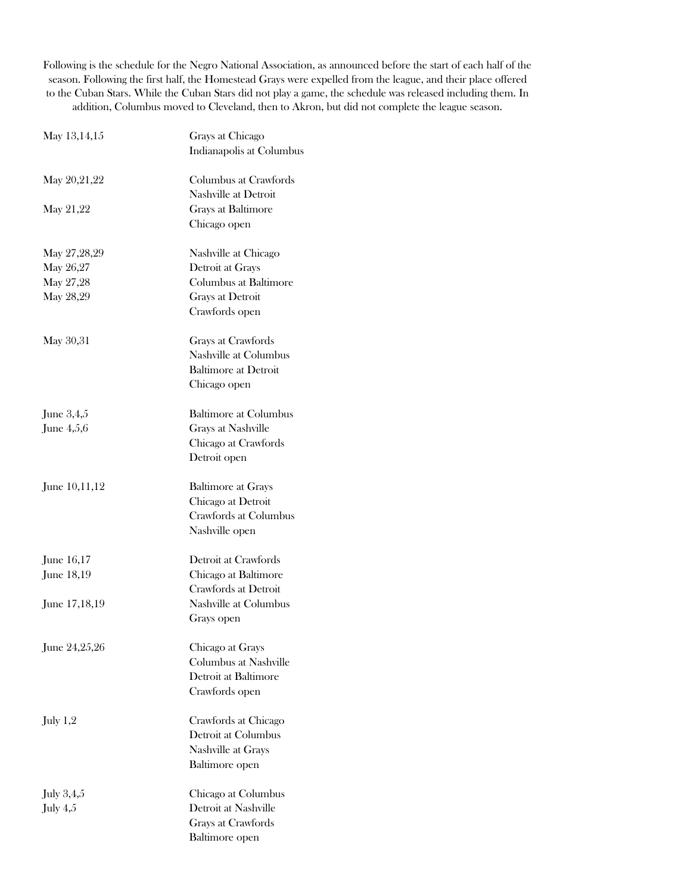Following is the schedule for the Negro National Association, as announced before the start of each half of the season. Following the first half, the Homestead Grays were expelled from the league, and their place offered to the Cuban Stars. While the Cuban Stars did not play a game, the schedule was released including them. In addition, Columbus moved to Cleveland, then to Akron, but did not complete the league season.

| | |
|---|---|
| May 13,14,15 | Grays at Chicago |
| | Indianapolis at Columbus |
| | |
| May 20,21,22 | Columbus at Crawfords |
| | Nashville at Detroit |
| May 21,22 | Grays at Baltimore |
| | Chicago open |
| | |
| May 27,28,29 | Nashville at Chicago |
| May 26,27 | Detroit at Grays |
| May 27,28 | Columbus at Baltimore |
| May 28,29 | Grays at Detroit |
| | Crawfords open |
| | |
| May 30,31 | Grays at Crawfords |
| | Nashville at Columbus |
| | Baltimore at Detroit |
| | Chicago open |
| | |
| June 3,4,5 | Baltimore at Columbus |
| June 4,5,6 | Grays at Nashville |
| | Chicago at Crawfords |
| | Detroit open |
| | |
| June 10,11,12 | Baltimore at Grays |
| | Chicago at Detroit |
| | Crawfords at Columbus |
| | Nashville open |
| | |
| June 16,17 | Detroit at Crawfords |
| June 18,19 | Chicago at Baltimore |
| | Crawfords at Detroit |
| June 17,18,19 | Nashville at Columbus |
| | Grays open |
| | |
| June 24,25,26 | Chicago at Grays |
| | Columbus at Nashville |
| | Detroit at Baltimore |
| | Crawfords open |
| | |
| July 1,2 | Crawfords at Chicago |
| | Detroit at Columbus |
| | Nashville at Grays |
| | Baltimore open |
| | |
| July 3,4,5 | Chicago at Columbus |
| July 4,5 | Detroit at Nashville |
| | Grays at Crawfords |
| | Baltimore open |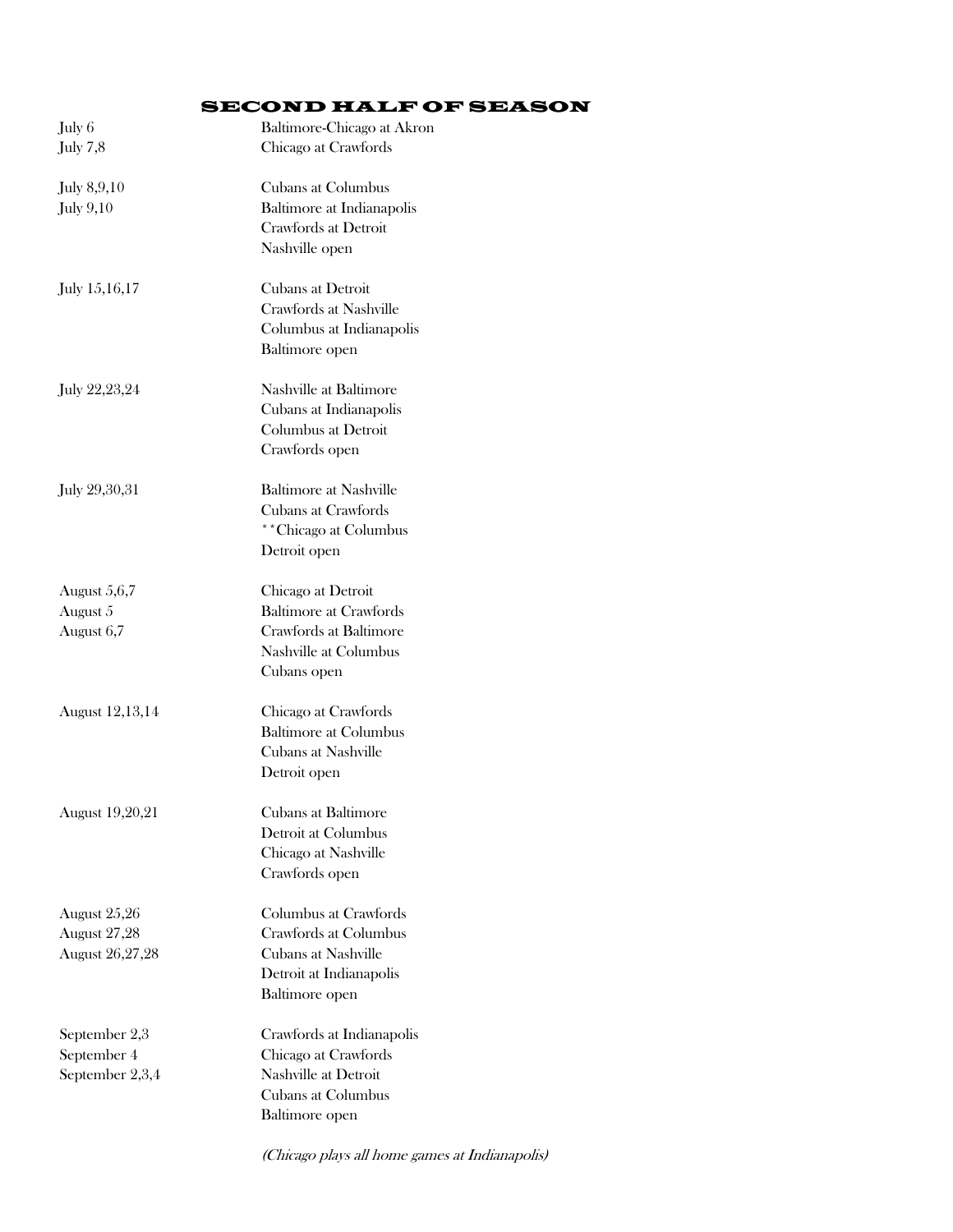## SECOND HALF OF SEASON

| | |
|---|---|
| July 6 | Baltimore-Chicago at Akron |
| July 7,8 | Chicago at Crawfords |
| | |
| July 8,9,10 | Cubans at Columbus |
| July 9,10 | Baltimore at Indianapolis |
| | Crawfords at Detroit |
| | Nashville open |
| | |
| July 15,16,17 | Cubans at Detroit |
| | Crawfords at Nashville |
| | Columbus at Indianapolis |
| | Baltimore open |
| | |
| July 22,23,24 | Nashville at Baltimore |
| | Cubans at Indianapolis |
| | Columbus at Detroit |
| | Crawfords open |
| | |
| July 29,30,31 | Baltimore at Nashville |
| | Cubans at Crawfords |
| | **Chicago at Columbus |
| | Detroit open |
| | |
| August 5,6,7 | Chicago at Detroit |
| August 5 | Baltimore at Crawfords |
| August 6,7 | Crawfords at Baltimore |
| | Nashville at Columbus |
| | Cubans open |
| | |
| August 12,13,14 | Chicago at Crawfords |
| | Baltimore at Columbus |
| | Cubans at Nashville |
| | Detroit open |
| | |
| August 19,20,21 | Cubans at Baltimore |
| | Detroit at Columbus |
| | Chicago at Nashville |
| | Crawfords open |
| | |
| August 25,26 | Columbus at Crawfords |
| August 27,28 | Crawfords at Columbus |
| August 26,27,28 | Cubans at Nashville |
| | Detroit at Indianapolis |
| | Baltimore open |
| | |
| September 2,3 | Crawfords at Indianapolis |
| September 4 | Chicago at Crawfords |
| September 2,3,4 | Nashville at Detroit |
| | Cubans at Columbus |
| | Baltimore open |

*(Chicago plays all home games at Indianapolis)*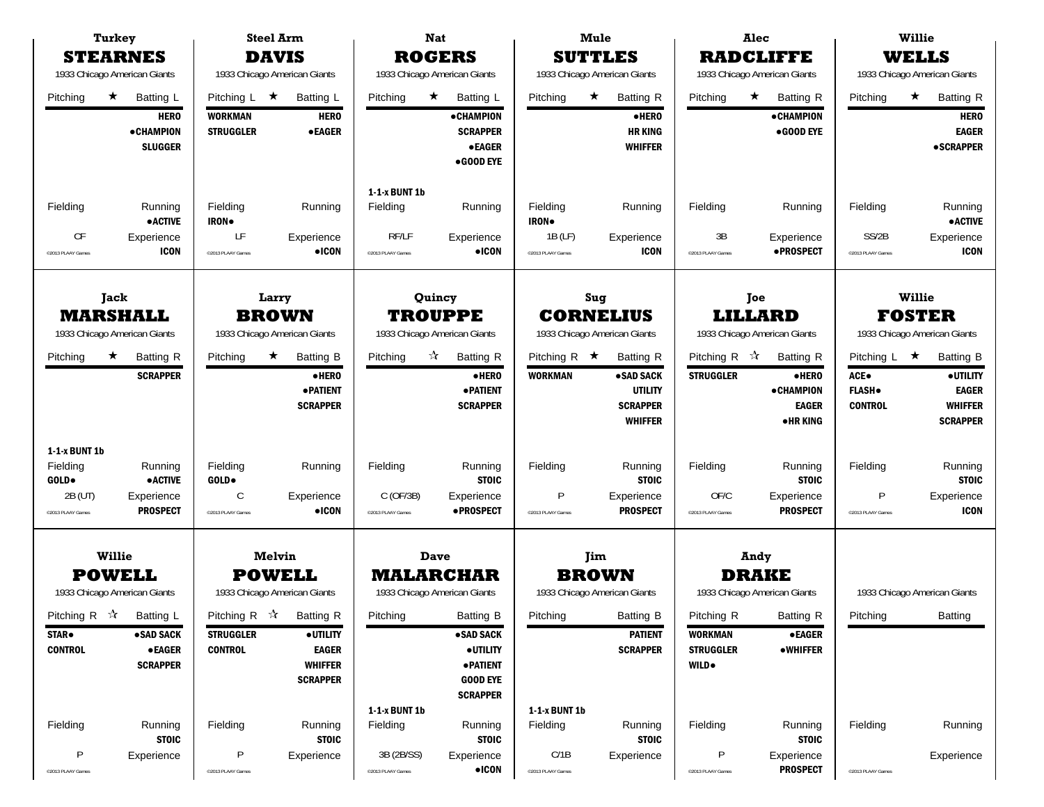## Turkey STEARNES

1933 Chicago American Giants

Pitching ★ Batting L

HERO
●CHAMPION
SLUGGER

Fielding: CF
Running: ●ACTIVE
Experience: ICON

©2013 PLAAY Games

## Steel Arm DAVIS

1933 Chicago American Giants

Pitching L ★ Batting L

WORKMAN
STRUGGLER

HERO
●EAGER

Fielding: IRON● LF
Running:
Experience: ●ICON

©2013 PLAAY Games

## Nat ROGERS

1933 Chicago American Giants

Pitching ★ Batting L

●CHAMPION
SCRAPPER
●EAGER
●GOOD EYE

1-1-x BUNT 1b

Fielding: RF/LF
Running:
Experience: ●ICON

©2013 PLAAY Games

## Mule SUTTLES

1933 Chicago American Giants

Pitching ★ Batting R

●HERO
HR KING
WHIFFER

Fielding: IRON● 1B (LF)
Running:
Experience: ICON

©2013 PLAAY Games

## Alec RADCLIFFE

1933 Chicago American Giants

Pitching ★ Batting R

●CHAMPION
●GOOD EYE

Fielding: 3B
Running:
Experience: ●PROSPECT

©2013 PLAAY Games

## Willie WELLS

1933 Chicago American Giants

Pitching ★ Batting R

HERO
EAGER
●SCRAPPER

Fielding: SS/2B
Running: ●ACTIVE
Experience: ICON

©2013 PLAAY Games

## Jack MARSHALL

1933 Chicago American Giants

Pitching ★ Batting R

SCRAPPER

1-1-x BUNT 1b

Fielding: GOLD● 2B (UT)
Running: ●ACTIVE
Experience: PROSPECT

©2013 PLAAY Games

## Larry BROWN

1933 Chicago American Giants

Pitching ★ Batting B

●HERO
●PATIENT
SCRAPPER

Fielding: GOLD● C
Running:
Experience: ●ICON

©2013 PLAAY Games

## Quincy TROUPPE

1933 Chicago American Giants

Pitching ☆ Batting R

●HERO
●PATIENT
SCRAPPER

Fielding: C (OF/3B)
Running: STOIC
Experience: ●PROSPECT

©2013 PLAAY Games

## Sug CORNELIUS

1933 Chicago American Giants

Pitching R ★ Batting R

WORKMAN

●SAD SACK
UTILITY
SCRAPPER
WHIFFER

Fielding: P
Running: STOIC
Experience: PROSPECT

©2013 PLAAY Games

## Joe LILLARD

1933 Chicago American Giants

Pitching R ☆ Batting R

STRUGGLER

●HERO
●CHAMPION
EAGER
●HR KING

Fielding: OF/C
Running: STOIC
Experience: PROSPECT

©2013 PLAAY Games

## Willie FOSTER

1933 Chicago American Giants

Pitching L ★ Batting B

ACE●
FLASH●
CONTROL

●UTILITY
EAGER
WHIFFER
SCRAPPER

Fielding: P
Running: STOIC
Experience: ICON

©2013 PLAAY Games

## Willie POWELL

1933 Chicago American Giants

Pitching R ☆ Batting L

STAR●
CONTROL

●SAD SACK
●EAGER
SCRAPPER

Fielding: P
Running: STOIC
Experience:

©2013 PLAAY Games

## Melvin POWELL

1933 Chicago American Giants

Pitching R ☆ Batting R

STRUGGLER
CONTROL

●UTILITY
EAGER
WHIFFER
SCRAPPER

Fielding: P
Running: STOIC
Experience:

©2013 PLAAY Games

## Dave MALARCHAR

1933 Chicago American Giants

Pitching Batting B

●SAD SACK
●UTILITY
●PATIENT
GOOD EYE
SCRAPPER

1-1-x BUNT 1b

Fielding: 3B (2B/SS)
Running: STOIC
Experience: ●ICON

©2013 PLAAY Games

## Jim BROWN

1933 Chicago American Giants

Pitching Batting B

PATIENT
SCRAPPER

1-1-x BUNT 1b

Fielding: C/1B
Running: STOIC
Experience:

©2013 PLAAY Games

## Andy DRAKE

1933 Chicago American Giants

Pitching R Batting R

WORKMAN
STRUGGLER
WILD●

●EAGER
●WHIFFER

Fielding: P
Running: STOIC
Experience: PROSPECT

©2013 PLAAY Games

## (blank card)

1933 Chicago American Giants

Pitching Batting

Fielding:
Running:
Experience:

©2013 PLAAY Games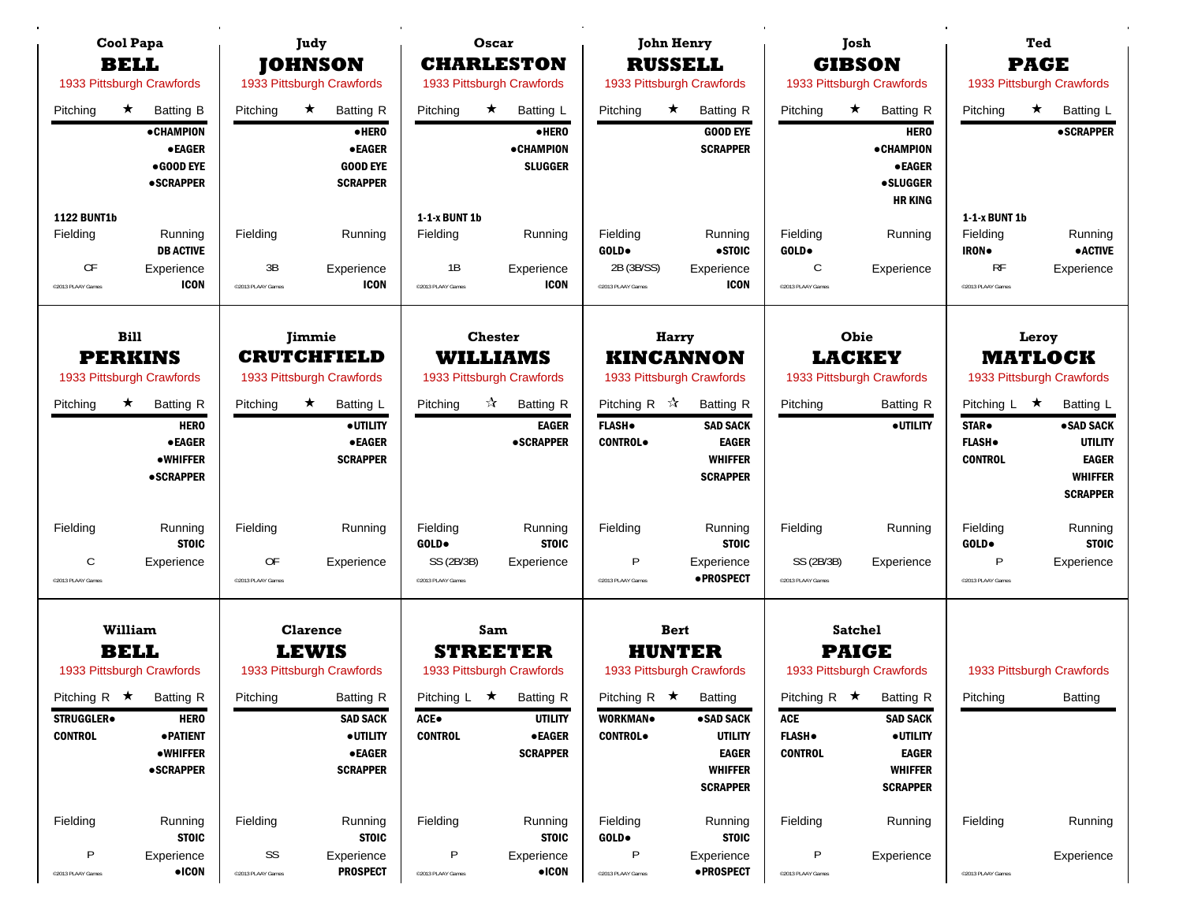## Cool Papa BELL

1933 Pittsburgh Crawfords

Pitching ★ Batting B

●CHAMPION
●EAGER
●GOOD EYE
●SCRAPPER

1122 BUNT1b

Fielding: CF

Running: DB ACTIVE

Experience: ICON

©2013 PLAAY Games

## Judy JOHNSON

1933 Pittsburgh Crawfords

Pitching ★ Batting R

●HERO
●EAGER
GOOD EYE
SCRAPPER

Fielding: 3B

Running

Experience: ICON

©2013 PLAAY Games

## Oscar CHARLESTON

1933 Pittsburgh Crawfords

Pitching ★ Batting L

●HERO
●CHAMPION
SLUGGER

1-1-x BUNT 1b

Fielding: 1B

Running

Experience: ICON

©2013 PLAAY Games

## John Henry RUSSELL

1933 Pittsburgh Crawfords

Pitching ★ Batting R

GOOD EYE
SCRAPPER

Fielding: GOLD● 2B (3B/SS)

Running: ●STOIC

Experience: ICON

©2013 PLAAY Games

## Josh GIBSON

1933 Pittsburgh Crawfords

Pitching ★ Batting R

HERO
●CHAMPION
●EAGER
●SLUGGER
HR KING

Fielding: GOLD● C

Running

Experience

©2013 PLAAY Games

## Ted PAGE

1933 Pittsburgh Crawfords

Pitching ★ Batting L

●SCRAPPER

1-1-x BUNT 1b

Fielding: IRON● RF

Running: ●ACTIVE

Experience

©2013 PLAAY Games

## Bill PERKINS

1933 Pittsburgh Crawfords

Pitching ★ Batting R

HERO
●EAGER
●WHIFFER
●SCRAPPER

Fielding: C

Running: STOIC

Experience

©2013 PLAAY Games

## Jimmie CRUTCHFIELD

1933 Pittsburgh Crawfords

Pitching ★ Batting L

●UTILITY
●EAGER
SCRAPPER

Fielding: OF

Running

Experience

©2013 PLAAY Games

## Chester WILLIAMS

1933 Pittsburgh Crawfords

Pitching ☆ Batting R

EAGER
●SCRAPPER

Fielding: GOLD● SS (2B/3B)

Running: STOIC

Experience

©2013 PLAAY Games

## Harry KINCANNON

1933 Pittsburgh Crawfords

Pitching R ☆ Batting R

Pitching: FLASH●, CONTROL●

Batting: SAD SACK, EAGER, WHIFFER, SCRAPPER

Fielding: P

Running: STOIC

Experience: ●PROSPECT

©2013 PLAAY Games

## Obie LACKEY

1933 Pittsburgh Crawfords

Pitching Batting R

●UTILITY

Fielding: SS (2B/3B)

Running

Experience

©2013 PLAAY Games

## Leroy MATLOCK

1933 Pittsburgh Crawfords

Pitching L ★ Batting L

Pitching: STAR●, FLASH●, CONTROL

Batting: ●SAD SACK, UTILITY, EAGER, WHIFFER, SCRAPPER

Fielding: GOLD● P

Running: STOIC

Experience

©2013 PLAAY Games

## William BELL

1933 Pittsburgh Crawfords

Pitching R ★ Batting R

Pitching: STRUGGLER●, CONTROL

Batting: HERO, ●PATIENT, ●WHIFFER, ●SCRAPPER

Fielding: P

Running: STOIC

Experience: ●ICON

©2013 PLAAY Games

## Clarence LEWIS

1933 Pittsburgh Crawfords

Pitching Batting R

SAD SACK
●UTILITY
●EAGER
SCRAPPER

Fielding: SS

Running: STOIC

Experience: PROSPECT

©2013 PLAAY Games

## Sam STREETER

1933 Pittsburgh Crawfords

Pitching L ★ Batting R

Pitching: ACE●, CONTROL

Batting: UTILITY, ●EAGER, SCRAPPER

Fielding: P

Running: STOIC

Experience: ●ICON

©2013 PLAAY Games

## Bert HUNTER

1933 Pittsburgh Crawfords

Pitching R ★ Batting

Pitching: WORKMAN●, CONTROL●

Batting: ●SAD SACK, UTILITY, EAGER, WHIFFER, SCRAPPER

Fielding: GOLD● P

Running: STOIC

Experience: ●PROSPECT

©2013 PLAAY Games

## Satchel PAIGE

1933 Pittsburgh Crawfords

Pitching R ★ Batting R

Pitching: ACE, FLASH●, CONTROL

Batting: SAD SACK, ●UTILITY, EAGER, WHIFFER, SCRAPPER

Fielding: P

Running

Experience

©2013 PLAAY Games

## (blank)

1933 Pittsburgh Crawfords

Pitching Batting

Fielding

Running

Experience

©2013 PLAAY Games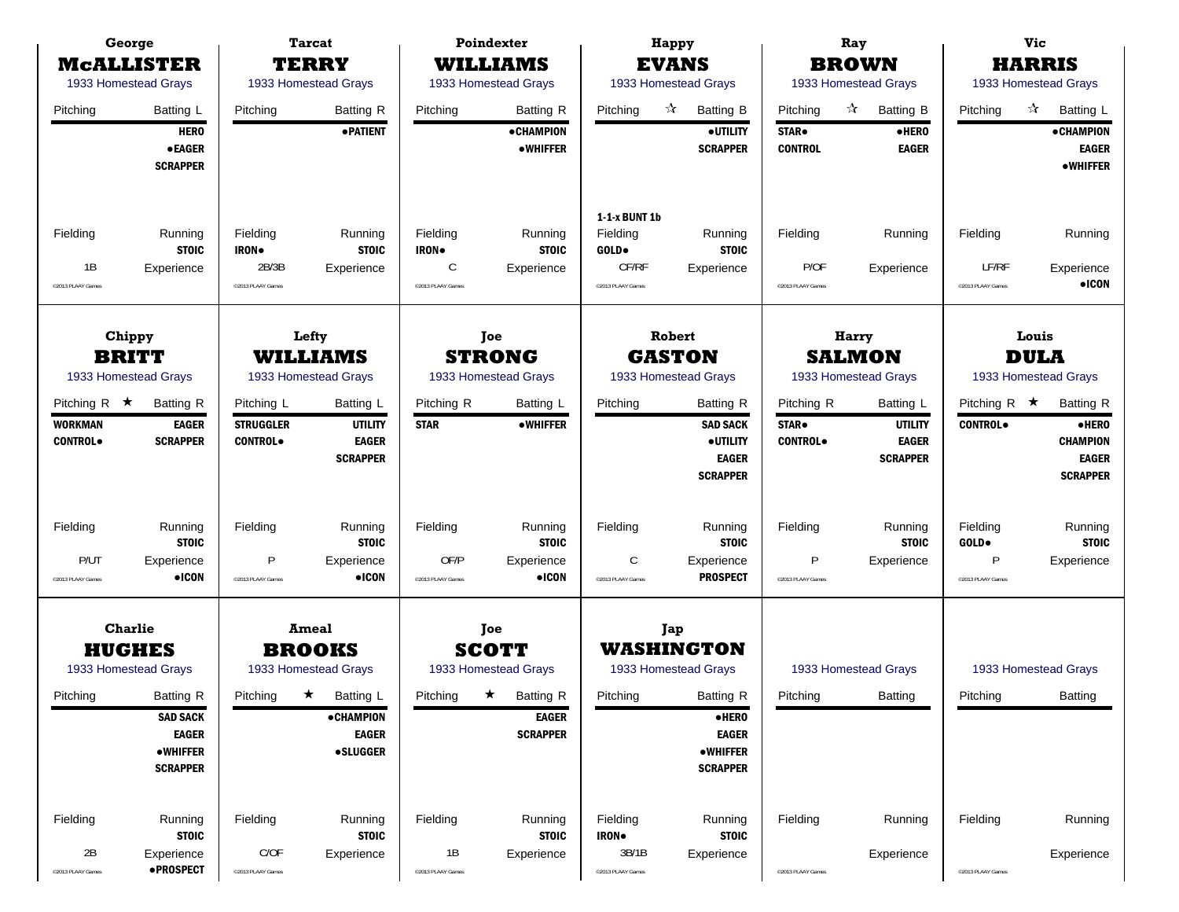George
**McALLISTER**
1933 Homestead Grays

Pitching | Batting L

HERO
●EAGER
SCRAPPER

Fielding | Running
STOIC
1B | Experience

©2013 PLAAY Games

---

Tarcat
**TERRY**
1933 Homestead Grays

Pitching | Batting R

●PATIENT

Fielding | Running
IRON● | STOIC
2B/3B | Experience

©2013 PLAAY Games

---

Poindexter
**WILLIAMS**
1933 Homestead Grays

Pitching | Batting R

●CHAMPION
●WHIFFER

Fielding | Running
IRON● | STOIC
C | Experience

©2013 PLAAY Games

---

Happy
**EVANS**
1933 Homestead Grays

Pitching ☆ Batting B

●UTILITY
SCRAPPER

1-1-x BUNT 1b

Fielding | Running
GOLD● | STOIC
CF/RF | Experience

©2013 PLAAY Games

---

Ray
**BROWN**
1933 Homestead Grays

Pitching ☆ Batting B

STAR● | ●HERO
CONTROL | EAGER

Fielding | Running
P/OF | Experience

©2013 PLAAY Games

---

Vic
**HARRIS**
1933 Homestead Grays

Pitching ☆ Batting L

●CHAMPION
EAGER
●WHIFFER

Fielding | Running
LF/RF | Experience
●ICON

©2013 PLAAY Games

---

Chippy
**BRITT**
1933 Homestead Grays

Pitching R ★ Batting R

WORKMAN | EAGER
CONTROL● | SCRAPPER

Fielding | Running
STOIC
P/UT | Experience
●ICON

©2013 PLAAY Games

---

Lefty
**WILLIAMS**
1933 Homestead Grays

Pitching L | Batting L

STRUGGLER | UTILITY
CONTROL● | EAGER
SCRAPPER

Fielding | Running
STOIC
P | Experience
●ICON

©2013 PLAAY Games

---

Joe
**STRONG**
1933 Homestead Grays

Pitching R | Batting L

STAR | ●WHIFFER

Fielding | Running
STOIC
OF/P | Experience
●ICON

©2013 PLAAY Games

---

Robert
**GASTON**
1933 Homestead Grays

Pitching | Batting R

SAD SACK
●UTILITY
EAGER
SCRAPPER

Fielding | Running
STOIC
C | Experience
PROSPECT

©2013 PLAAY Games

---

Harry
**SALMON**
1933 Homestead Grays

Pitching R | Batting L

STAR● | UTILITY
CONTROL● | EAGER
SCRAPPER

Fielding | Running
STOIC
P | Experience

©2013 PLAAY Games

---

Louis
**DULA**
1933 Homestead Grays

Pitching R ★ Batting R

CONTROL● | ●HERO
CHAMPION
EAGER
SCRAPPER

Fielding | Running
GOLD● | STOIC
P | Experience

©2013 PLAAY Games

---

Charlie
**HUGHES**
1933 Homestead Grays

Pitching | Batting R

SAD SACK
EAGER
●WHIFFER
SCRAPPER

Fielding | Running
STOIC
2B | Experience
●PROSPECT

©2013 PLAAY Games

---

Ameal
**BROOKS**
1933 Homestead Grays

Pitching ★ Batting L

●CHAMPION
EAGER
●SLUGGER

Fielding | Running
STOIC
C/OF | Experience

©2013 PLAAY Games

---

Joe
**SCOTT**
1933 Homestead Grays

Pitching ★ Batting R

EAGER
SCRAPPER

Fielding | Running
STOIC
1B | Experience

©2013 PLAAY Games

---

Jap
**WASHINGTON**
1933 Homestead Grays

Pitching | Batting R

●HERO
EAGER
●WHIFFER
SCRAPPER

Fielding | Running
IRON● | STOIC
3B/1B | Experience

©2013 PLAAY Games

---

1933 Homestead Grays

Pitching | Batting

Fielding | Running
Experience

©2013 PLAAY Games

---

1933 Homestead Grays

Pitching | Batting

Fielding | Running
Experience

©2013 PLAAY Games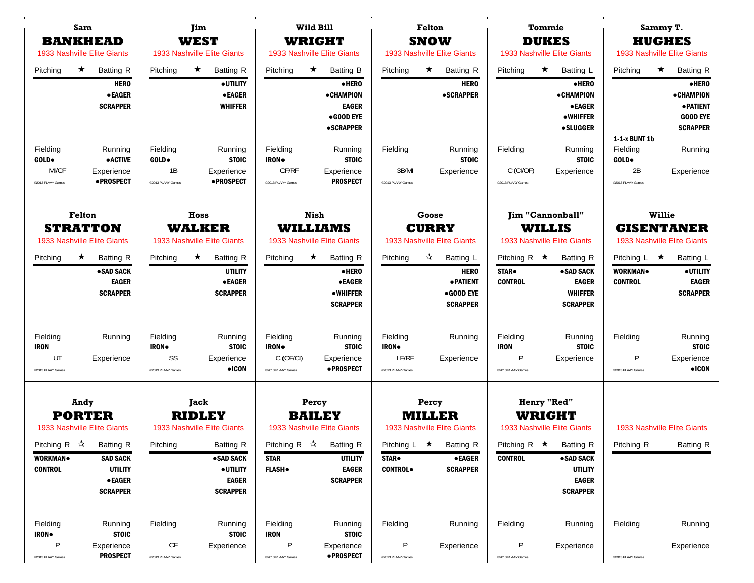## Sam BANKHEAD

1933 Nashville Elite Giants

Pitching ★ Batting R

HERO
●EAGER
SCRAPPER

Fielding: GOLD●
Running: ●ACTIVE
M/CF
Experience: ●PROSPECT

©2013 PLAAY Games

## Jim WEST

1933 Nashville Elite Giants

Pitching ★ Batting R

●UTILITY
●EAGER
WHIFFER

Fielding: GOLD●
Running: STOIC
1B
Experience: ●PROSPECT

©2013 PLAAY Games

## Wild Bill WRIGHT

1933 Nashville Elite Giants

Pitching ★ Batting B

●HERO
●CHAMPION
EAGER
●GOOD EYE
●SCRAPPER

Fielding: IRON●
Running: STOIC
CF/RF
Experience: PROSPECT

©2013 PLAAY Games

## Felton SNOW

1933 Nashville Elite Giants

Pitching ★ Batting R

HERO
●SCRAPPER

Fielding
Running: STOIC
3B/MI
Experience

©2013 PLAAY Games

## Tommie DUKES

1933 Nashville Elite Giants

Pitching ★ Batting L

●HERO
●CHAMPION
●EAGER
●WHIFFER
●SLUGGER

Fielding
Running: STOIC
C (CI/OF)
Experience

©2013 PLAAY Games

## Sammy T. HUGHES

1933 Nashville Elite Giants

Pitching ★ Batting R

●HERO
●CHAMPION
●PATIENT
GOOD EYE
SCRAPPER

1-1-x BUNT 1b

Fielding: GOLD●
Running
2B
Experience

©2013 PLAAY Games

## Felton STRATTON

1933 Nashville Elite Giants

Pitching ★ Batting R

●SAD SACK
EAGER
SCRAPPER

Fielding: IRON
Running
UT
Experience

©2013 PLAAY Games

## Hoss WALKER

1933 Nashville Elite Giants

Pitching ★ Batting R

UTILITY
●EAGER
SCRAPPER

Fielding: IRON●
Running: STOIC
SS
Experience: ●ICON

©2013 PLAAY Games

## Nish WILLIAMS

1933 Nashville Elite Giants

Pitching ★ Batting R

●HERO
●EAGER
●WHIFFER
SCRAPPER

Fielding: IRON●
Running: STOIC
C (OF/CI)
Experience: ●PROSPECT

©2013 PLAAY Games

## Goose CURRY

1933 Nashville Elite Giants

Pitching ☆ Batting L

HERO
●PATIENT
●GOOD EYE
SCRAPPER

Fielding: IRON●
Running
LF/RF
Experience

©2013 PLAAY Games

## Jim "Cannonball" WILLIS

1933 Nashville Elite Giants

Pitching R ★ Batting R

STAR●
CONTROL

●SAD SACK
EAGER
WHIFFER
SCRAPPER

Fielding: IRON
Running: STOIC
P
Experience

©2013 PLAAY Games

## Willie GISENTANER

1933 Nashville Elite Giants

Pitching L ★ Batting L

WORKMAN●
CONTROL

●UTILITY
EAGER
SCRAPPER

Fielding
Running: STOIC
P
Experience: ●ICON

©2013 PLAAY Games

## Andy PORTER

1933 Nashville Elite Giants

Pitching R ☆ Batting R

WORKMAN●
CONTROL

SAD SACK
UTILITY
●EAGER
SCRAPPER

Fielding: IRON●
Running: STOIC
P
Experience: PROSPECT

©2013 PLAAY Games

## Jack RIDLEY

1933 Nashville Elite Giants

Pitching Batting R

●SAD SACK
●UTILITY
EAGER
SCRAPPER

Fielding
Running: STOIC
OF
Experience

©2013 PLAAY Games

## Percy BAILEY

1933 Nashville Elite Giants

Pitching R ☆ Batting R

STAR
FLASH●

UTILITY
EAGER
SCRAPPER

Fielding: IRON
Running: STOIC
P
Experience: ●PROSPECT

©2013 PLAAY Games

## Percy MILLER

1933 Nashville Elite Giants

Pitching L ★ Batting R

STAR●
CONTROL●

●EAGER
SCRAPPER

Fielding
Running
P
Experience

©2013 PLAAY Games

## Henry "Red" WRIGHT

1933 Nashville Elite Giants

Pitching R ★ Batting R

CONTROL

●SAD SACK
UTILITY
EAGER
SCRAPPER

Fielding
Running
P
Experience

©2013 PLAAY Games

## 

1933 Nashville Elite Giants

Pitching R Batting R

Fielding
Running
Experience

©2013 PLAAY Games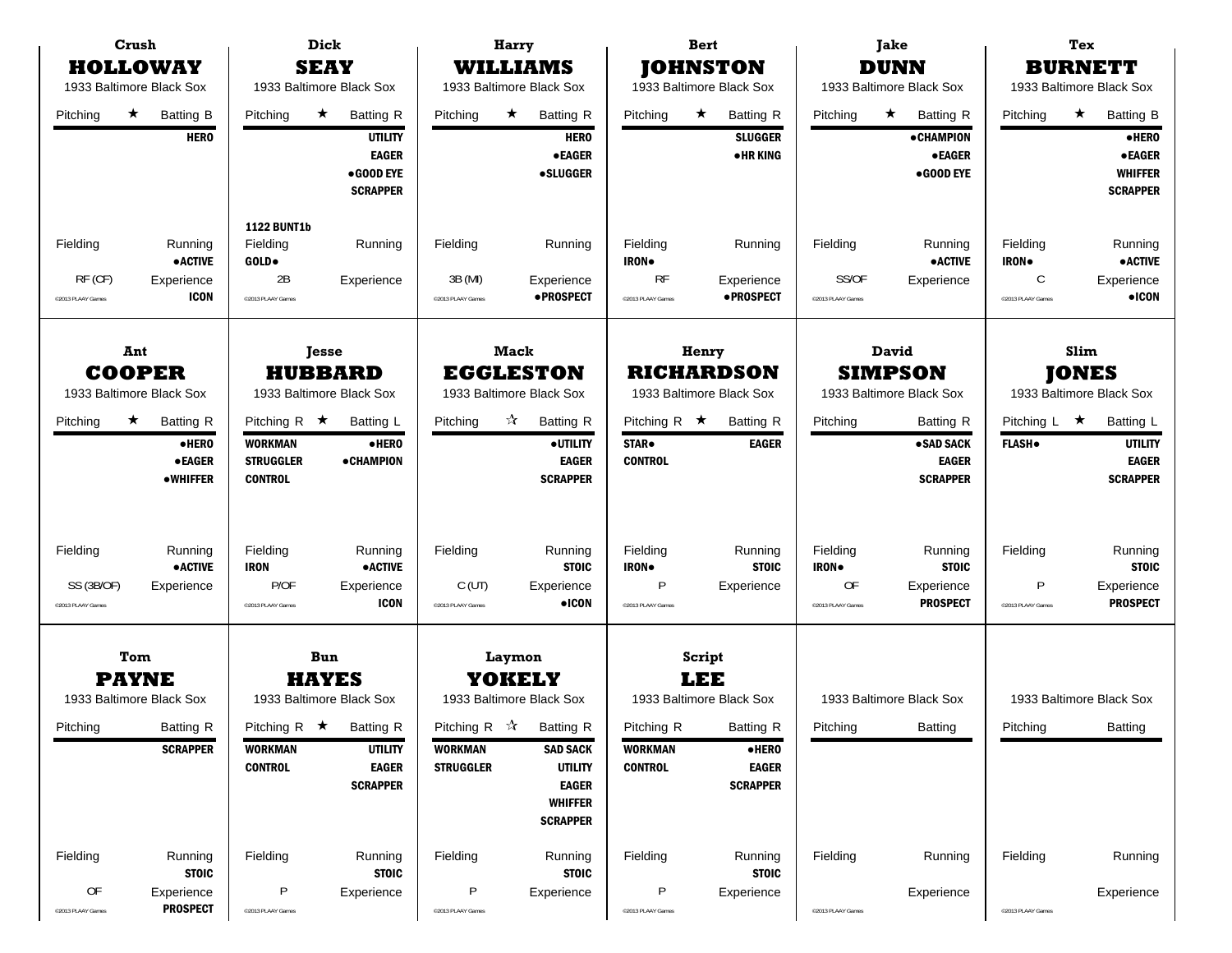## Crush HOLLOWAY

1933 Baltimore Black Sox

Pitching ★ Batting B

**HERO**

Fielding — Running: **●ACTIVE**

RF (CF) — Experience: **ICON**

©2013 PLAAY Games

## Dick SEAY

1933 Baltimore Black Sox

Pitching ★ Batting R

**UTILITY**
**EAGER**
**●GOOD EYE**
**SCRAPPER**

**1122 BUNT1b**

Fielding: **GOLD●** — Running

2B — Experience

©2013 PLAAY Games

## Harry WILLIAMS

1933 Baltimore Black Sox

Pitching ★ Batting R

**HERO**
**●EAGER**
**●SLUGGER**

Fielding — Running

3B (MI) — Experience: **●PROSPECT**

©2013 PLAAY Games

## Bert JOHNSTON

1933 Baltimore Black Sox

Pitching ★ Batting R

**SLUGGER**
**●HR KING**

Fielding: **IRON●** — Running

RF — Experience: **●PROSPECT**

©2013 PLAAY Games

## Jake DUNN

1933 Baltimore Black Sox

Pitching ★ Batting R

**●CHAMPION**
**●EAGER**
**●GOOD EYE**

Fielding — Running: **●ACTIVE**

SS/OF — Experience

©2013 PLAAY Games

## Tex BURNETT

1933 Baltimore Black Sox

Pitching ★ Batting B

**●HERO**
**●EAGER**
**WHIFFER**
**SCRAPPER**

Fielding: **IRON●** — Running: **●ACTIVE**

C — Experience: **●ICON**

©2013 PLAAY Games

## Ant COOPER

1933 Baltimore Black Sox

Pitching ★ Batting R

**●HERO**
**●EAGER**
**●WHIFFER**

Fielding — Running: **●ACTIVE**

SS (3B/OF) — Experience

©2013 PLAAY Games

## Jesse HUBBARD

1933 Baltimore Black Sox

Pitching R ★ Batting L

Pitching: **WORKMAN**, **STRUGGLER**, **CONTROL**

Batting: **●HERO**, **●CHAMPION**

Fielding: **IRON** — Running: **●ACTIVE**

P/OF — Experience: **ICON**

©2013 PLAAY Games

## Mack EGGLESTON

1933 Baltimore Black Sox

Pitching ☆ Batting R

**●UTILITY**
**EAGER**
**SCRAPPER**

Fielding — Running: **STOIC**

C (UT) — Experience: **●ICON**

©2013 PLAAY Games

## Henry RICHARDSON

1933 Baltimore Black Sox

Pitching R ★ Batting R

Pitching: **STAR●**, **CONTROL**

Batting: **EAGER**

Fielding: **IRON●** — Running: **STOIC**

P — Experience

©2013 PLAAY Games

## David SIMPSON

1933 Baltimore Black Sox

Pitching Batting R

**●SAD SACK**
**EAGER**
**SCRAPPER**

Fielding: **IRON●** — Running: **STOIC**

OF — Experience: **PROSPECT**

©2013 PLAAY Games

## Slim JONES

1933 Baltimore Black Sox

Pitching L ★ Batting L

Pitching: **FLASH●**

Batting: **UTILITY**, **EAGER**, **SCRAPPER**

Fielding — Running: **STOIC**

P — Experience: **PROSPECT**

©2013 PLAAY Games

## Tom PAYNE

1933 Baltimore Black Sox

Pitching Batting R

**SCRAPPER**

Fielding — Running: **STOIC**

OF — Experience: **PROSPECT**

©2013 PLAAY Games

## Bun HAYES

1933 Baltimore Black Sox

Pitching R ★ Batting R

Pitching: **WORKMAN**, **CONTROL**

Batting: **●HERO**, **UTILITY**, **EAGER**, **SCRAPPER**

Fielding — Running: **STOIC**

P — Experience

©2013 PLAAY Games

## Laymon YOKELY

1933 Baltimore Black Sox

Pitching R ☆ Batting R

Pitching: **WORKMAN**, **STRUGGLER**

Batting: **SAD SACK**, **UTILITY**, **EAGER**, **WHIFFER**, **SCRAPPER**

Fielding — Running: **STOIC**

P — Experience

©2013 PLAAY Games

## Script LEE

1933 Baltimore Black Sox

Pitching R Batting R

Pitching: **WORKMAN**, **CONTROL**

Batting: **●HERO**, **EAGER**, **SCRAPPER**

Fielding — Running: **STOIC**

P — Experience

©2013 PLAAY Games

---

1933 Baltimore Black Sox

Pitching Batting

Fielding — Running

Experience

©2013 PLAAY Games

---

1933 Baltimore Black Sox

Pitching Batting

Fielding — Running

Experience

©2013 PLAAY Games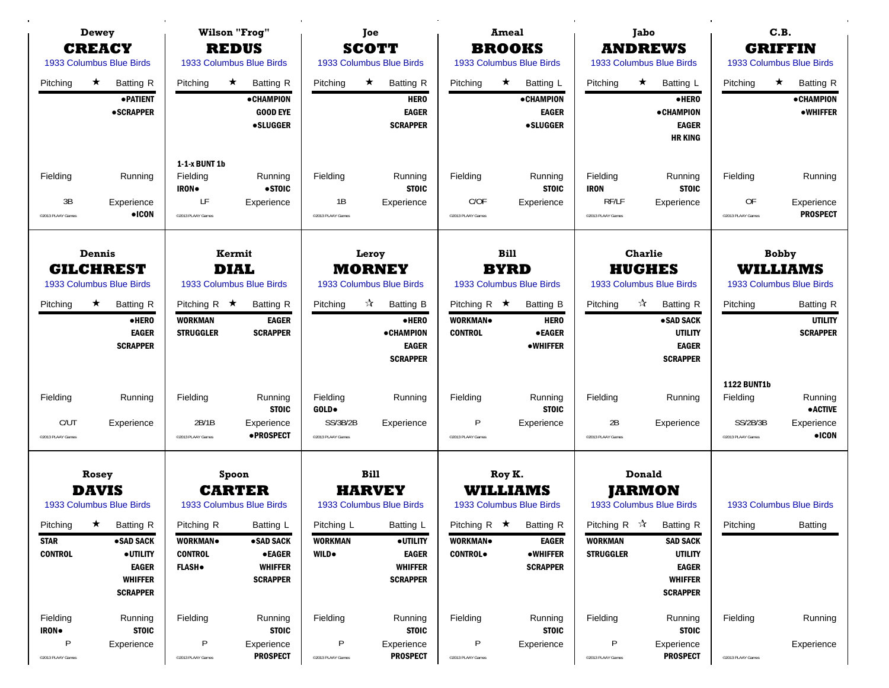## Dewey CREACY
1933 Columbus Blue Birds

Pitching ★ Batting R

●PATIENT
●SCRAPPER

Fielding: 3B
Running
Experience: ●ICON

©2013 PLAAY Games

## Wilson "Frog" REDUS
1933 Columbus Blue Birds

Pitching ★ Batting R

●CHAMPION
GOOD EYE
●SLUGGER

1-1-x BUNT 1b
Fielding: IRON● LF
Running: ●STOIC
Experience

©2013 PLAAY Games

## Joe SCOTT
1933 Columbus Blue Birds

Pitching ★ Batting R

HERO
EAGER
SCRAPPER

Fielding: 1B
Running: STOIC
Experience

©2013 PLAAY Games

## Ameal BROOKS
1933 Columbus Blue Birds

Pitching ★ Batting L

●CHAMPION
EAGER
●SLUGGER

Fielding: C/OF
Running: STOIC
Experience

©2013 PLAAY Games

## Jabo ANDREWS
1933 Columbus Blue Birds

Pitching ★ Batting L

●HERO
●CHAMPION
EAGER
HR KING

Fielding: IRON RF/LF
Running: STOIC
Experience

©2013 PLAAY Games

## C.B. GRIFFIN
1933 Columbus Blue Birds

Pitching ★ Batting R

●CHAMPION
●WHIFFER

Fielding: OF
Running
Experience: PROSPECT

©2013 PLAAY Games

## Dennis GILCHREST
1933 Columbus Blue Birds

Pitching ★ Batting R

●HERO
EAGER
SCRAPPER

Fielding: C/UT
Running
Experience

©2013 PLAAY Games

## Kermit DIAL
1933 Columbus Blue Birds

Pitching R ★ Batting R

WORKMAN
STRUGGLER

EAGER
SCRAPPER

Fielding: 2B/1B
Running: STOIC
Experience: ●PROSPECT

©2013 PLAAY Games

## Leroy MORNEY
1933 Columbus Blue Birds

Pitching ☆ Batting B

●HERO
●CHAMPION
EAGER
SCRAPPER

Fielding: GOLD● SS/3B/2B
Running
Experience

©2013 PLAAY Games

## Bill BYRD
1933 Columbus Blue Birds

Pitching R ★ Batting B

WORKMAN●
CONTROL

HERO
●EAGER
●WHIFFER

Fielding: P
Running: STOIC
Experience

©2013 PLAAY Games

## Charlie HUGHES
1933 Columbus Blue Birds

Pitching ☆ Batting R

●SAD SACK
UTILITY
EAGER
SCRAPPER

Fielding: 2B
Running
Experience

©2013 PLAAY Games

## Bobby WILLIAMS
1933 Columbus Blue Birds

Pitching Batting R

UTILITY
SCRAPPER

1122 BUNT1b
Fielding: SS/2B/3B
Running: ●ACTIVE
Experience: ●ICON

©2013 PLAAY Games

## Rosey DAVIS
1933 Columbus Blue Birds

Pitching ★ Batting R

STAR
CONTROL

●SAD SACK
●UTILITY
EAGER
WHIFFER
SCRAPPER

Fielding: IRON● P
Running: STOIC
Experience

©2013 PLAAY Games

## Spoon CARTER
1933 Columbus Blue Birds

Pitching R Batting L

WORKMAN●
CONTROL
FLASH●

●SAD SACK
●EAGER
WHIFFER
SCRAPPER

Fielding: P
Running: STOIC
Experience: PROSPECT

©2013 PLAAY Games

## Bill HARVEY
1933 Columbus Blue Birds

Pitching L Batting L

WORKMAN
WILD●

●UTILITY
EAGER
WHIFFER
SCRAPPER

Fielding: P
Running: STOIC
Experience: PROSPECT

©2013 PLAAY Games

## Roy K. WILLIAMS
1933 Columbus Blue Birds

Pitching R ★ Batting R

WORKMAN●
CONTROL●

EAGER
●WHIFFER
SCRAPPER

Fielding: P
Running: STOIC
Experience

©2013 PLAAY Games

## Donald JARMON
1933 Columbus Blue Birds

Pitching R ☆ Batting R

WORKMAN
STRUGGLER

SAD SACK
UTILITY
EAGER
WHIFFER
SCRAPPER

Fielding: P
Running: STOIC
Experience: PROSPECT

©2013 PLAAY Games

## (blank)
1933 Columbus Blue Birds

Pitching Batting

Fielding
Running
Experience

©2013 PLAAY Games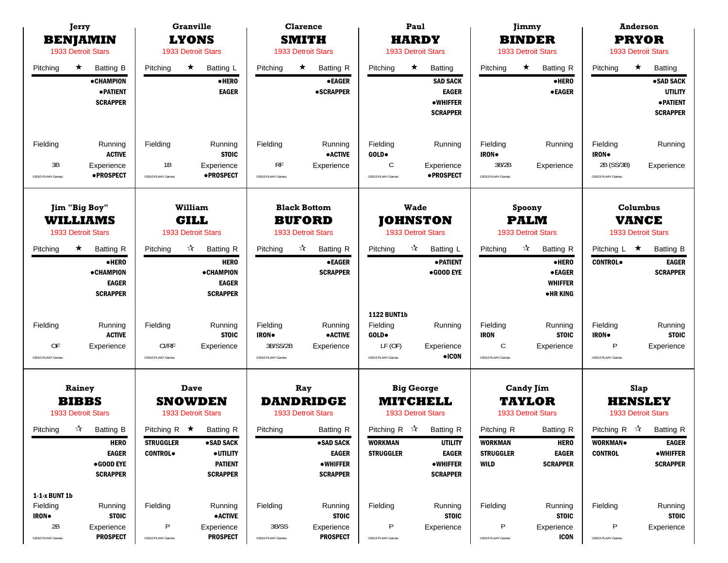## Jerry BENJAMIN
1933 Detroit Stars

Pitching ★ Batting B

- ●CHAMPION
- ●PATIENT
- SCRAPPER

Fielding: 3B
Running: ACTIVE
Experience: ●PROSPECT

©2013 PLAAY Games

## Granville LYONS
1933 Detroit Stars

Pitching ★ Batting L

- ●HERO
- EAGER

Fielding: 1B
Running: STOIC
Experience: ●PROSPECT

©2013 PLAAY Games

## Clarence SMITH
1933 Detroit Stars

Pitching ★ Batting R

- ●EAGER
- ●SCRAPPER

Fielding: RF
Running: ●ACTIVE
Experience:

©2013 PLAAY Games

## Paul HARDY
1933 Detroit Stars

Pitching ★ Batting

- SAD SACK
- EAGER
- ●WHIFFER
- SCRAPPER

Fielding: GOLD● C
Running:
Experience: ●PROSPECT

©2013 PLAAY Games

## Jimmy BINDER
1933 Detroit Stars

Pitching ★ Batting R

- ●HERO
- ●EAGER

Fielding: IRON● 3B/2B
Running:
Experience:

©2013 PLAAY Games

## Anderson PRYOR
1933 Detroit Stars

Pitching ★ Batting

- ●SAD SACK
- UTILITY
- ●PATIENT
- SCRAPPER

Fielding: IRON● 2B (SS/3B)
Running:
Experience:

©2013 PLAAY Games

## Jim "Big Boy" WILLIAMS
1933 Detroit Stars

Pitching ★ Batting R

- ●HERO
- ●CHAMPION
- EAGER
- SCRAPPER

Fielding: OF
Running: ACTIVE
Experience:

©2013 PLAAY Games

## William GILL
1933 Detroit Stars

Pitching ☆ Batting R

- HERO
- ●CHAMPION
- EAGER
- SCRAPPER

Fielding: CI/RF
Running: STOIC
Experience:

©2013 PLAAY Games

## Black Bottom BUFORD
1933 Detroit Stars

Pitching ☆ Batting R

- ●EAGER
- SCRAPPER

Fielding: IRON● 3B/SS/2B
Running: ●ACTIVE
Experience:

©2013 PLAAY Games

## Wade JOHNSTON
1933 Detroit Stars

Pitching ☆ Batting L

- ●PATIENT
- ●GOOD EYE

1122 BUNT1b

Fielding: GOLD● LF (OF)
Running:
Experience: ●ICON

©2013 PLAAY Games

## Spoony PALM
1933 Detroit Stars

Pitching ☆ Batting R

- ●HERO
- ●EAGER
- WHIFFER
- ●HR KING

Fielding: IRON C
Running: STOIC
Experience:

©2013 PLAAY Games

## Columbus VANCE
1933 Detroit Stars

Pitching L ★ Batting B

- CONTROL●
- EAGER
- SCRAPPER

Fielding: IRON● P
Running: STOIC
Experience:

©2013 PLAAY Games

## Rainey BIBBS
1933 Detroit Stars

Pitching ☆ Batting B

- HERO
- EAGER
- ●GOOD EYE
- SCRAPPER

1-1-x BUNT 1b

Fielding: IRON● 2B
Running: STOIC
Experience: PROSPECT

©2013 PLAAY Games

## Dave SNOWDEN
1933 Detroit Stars

Pitching R ★ Batting R

- STRUGGLER
- CONTROL●
- ●SAD SACK
- ●UTILITY
- PATIENT
- SCRAPPER

Fielding: P
Running: ●ACTIVE
Experience: PROSPECT

©2013 PLAAY Games

## Ray DANDRIDGE
1933 Detroit Stars

Pitching Batting R

- ●SAD SACK
- EAGER
- ●WHIFFER
- SCRAPPER

Fielding: 3B/SS
Running: STOIC
Experience: PROSPECT

©2013 PLAAY Games

## Big George MITCHELL
1933 Detroit Stars

Pitching R ☆ Batting R

- WORKMAN
- STRUGGLER
- UTILITY
- EAGER
- ●WHIFFER
- SCRAPPER

Fielding: P
Running: STOIC
Experience:

©2013 PLAAY Games

## Candy Jim TAYLOR
1933 Detroit Stars

Pitching R Batting R

- WORKMAN
- STRUGGLER
- WILD
- HERO
- EAGER
- SCRAPPER

Fielding: P
Running: STOIC
Experience: ICON

©2013 PLAAY Games

## Slap HENSLEY
1933 Detroit Stars

Pitching R ☆ Batting R

- WORKMAN●
- CONTROL
- EAGER
- ●WHIFFER
- SCRAPPER

Fielding: P
Running: STOIC
Experience:

©2013 PLAAY Games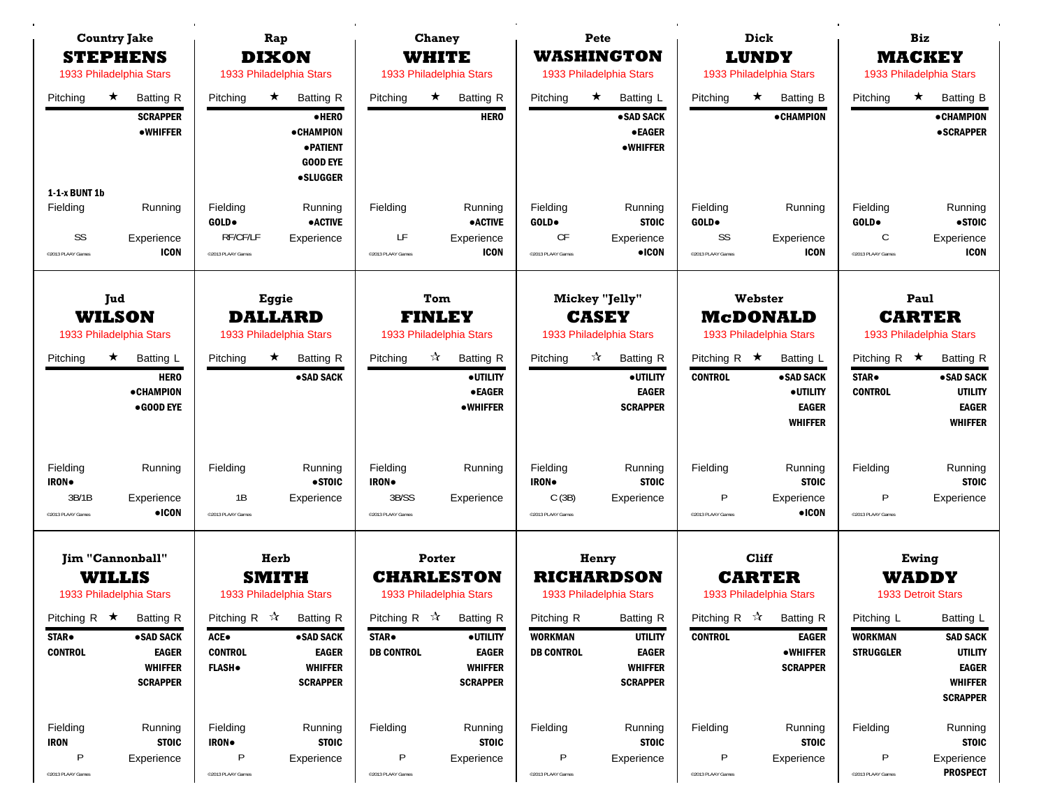## Country Jake STEPHENS
1933 Philadelphia Stars

Pitching ★ Batting R

SCRAPPER
●WHIFFER

1-1-x BUNT 1b

Fielding: SS
Running:
Experience: ICON

©2013 PLAAY Games

## Rap DIXON
1933 Philadelphia Stars

Pitching ★ Batting R

●HERO
●CHAMPION
●PATIENT
GOOD EYE
●SLUGGER

Fielding: GOLD● RF/CF/LF
Running: ●ACTIVE
Experience:

©2013 PLAAY Games

## Chaney WHITE
1933 Philadelphia Stars

Pitching ★ Batting R

HERO

Fielding: LF
Running: ●ACTIVE
Experience: ICON

©2013 PLAAY Games

## Pete WASHINGTON
1933 Philadelphia Stars

Pitching ★ Batting L

●SAD SACK
●EAGER
●WHIFFER

Fielding: GOLD● CF
Running: STOIC
Experience: ●ICON

©2013 PLAAY Games

## Dick LUNDY
1933 Philadelphia Stars

Pitching ★ Batting B

●CHAMPION

Fielding: GOLD● SS
Running:
Experience: ICON

©2013 PLAAY Games

## Biz MACKEY
1933 Philadelphia Stars

Pitching ★ Batting B

●CHAMPION
●SCRAPPER

Fielding: GOLD● C
Running: ●STOIC
Experience: ICON

©2013 PLAAY Games

## Jud WILSON
1933 Philadelphia Stars

Pitching ★ Batting L

HERO
●CHAMPION
●GOOD EYE

Fielding: IRON● 3B/1B
Running:
Experience: ●ICON

©2013 PLAAY Games

## Eggie DALLARD
1933 Philadelphia Stars

Pitching ★ Batting R

●SAD SACK

Fielding: 1B
Running: ●STOIC
Experience:

©2013 PLAAY Games

## Tom FINLEY
1933 Philadelphia Stars

Pitching ☆ Batting R

●UTILITY
●EAGER
●WHIFFER

Fielding: IRON● 3B/SS
Running:
Experience:

©2013 PLAAY Games

## Mickey "Jelly" CASEY
1933 Philadelphia Stars

Pitching ☆ Batting R

●UTILITY
EAGER
SCRAPPER

Fielding: IRON● C (3B)
Running: STOIC
Experience:

©2013 PLAAY Games

## Webster McDONALD
1933 Philadelphia Stars

Pitching R ★ Batting L

CONTROL

●SAD SACK
●UTILITY
EAGER
WHIFFER

Fielding: P
Running: STOIC
Experience: ●ICON

©2013 PLAAY Games

## Paul CARTER
1933 Philadelphia Stars

Pitching R ★ Batting R

STAR●
CONTROL

●SAD SACK
UTILITY
EAGER
WHIFFER

Fielding: P
Running: STOIC
Experience:

©2013 PLAAY Games

## Jim "Cannonball" WILLIS
1933 Philadelphia Stars

Pitching R ★ Batting R

STAR●
CONTROL

●SAD SACK
EAGER
WHIFFER
SCRAPPER

Fielding: IRON P
Running: STOIC
Experience:

©2013 PLAAY Games

## Herb SMITH
1933 Philadelphia Stars

Pitching R ☆ Batting R

ACE●
CONTROL
FLASH●

●SAD SACK
EAGER
WHIFFER
SCRAPPER

Fielding: IRON● P
Running: STOIC
Experience:

©2013 PLAAY Games

## Porter CHARLESTON
1933 Philadelphia Stars

Pitching R ☆ Batting R

STAR●
DB CONTROL

●UTILITY
EAGER
WHIFFER
SCRAPPER

Fielding: P
Running: STOIC
Experience:

©2013 PLAAY Games

## Henry RICHARDSON
1933 Philadelphia Stars

Pitching R Batting R

WORKMAN
DB CONTROL

UTILITY
EAGER
WHIFFER
SCRAPPER

Fielding: P
Running: STOIC
Experience:

©2013 PLAAY Games

## Cliff CARTER
1933 Philadelphia Stars

Pitching R ☆ Batting R

CONTROL

EAGER
●WHIFFER
SCRAPPER

Fielding: P
Running: STOIC
Experience:

©2013 PLAAY Games

## Ewing WADDY
1933 Detroit Stars

Pitching L Batting L

WORKMAN
STRUGGLER

SAD SACK
UTILITY
EAGER
WHIFFER
SCRAPPER

Fielding: P
Running: STOIC
Experience: PROSPECT

©2013 PLAAY Games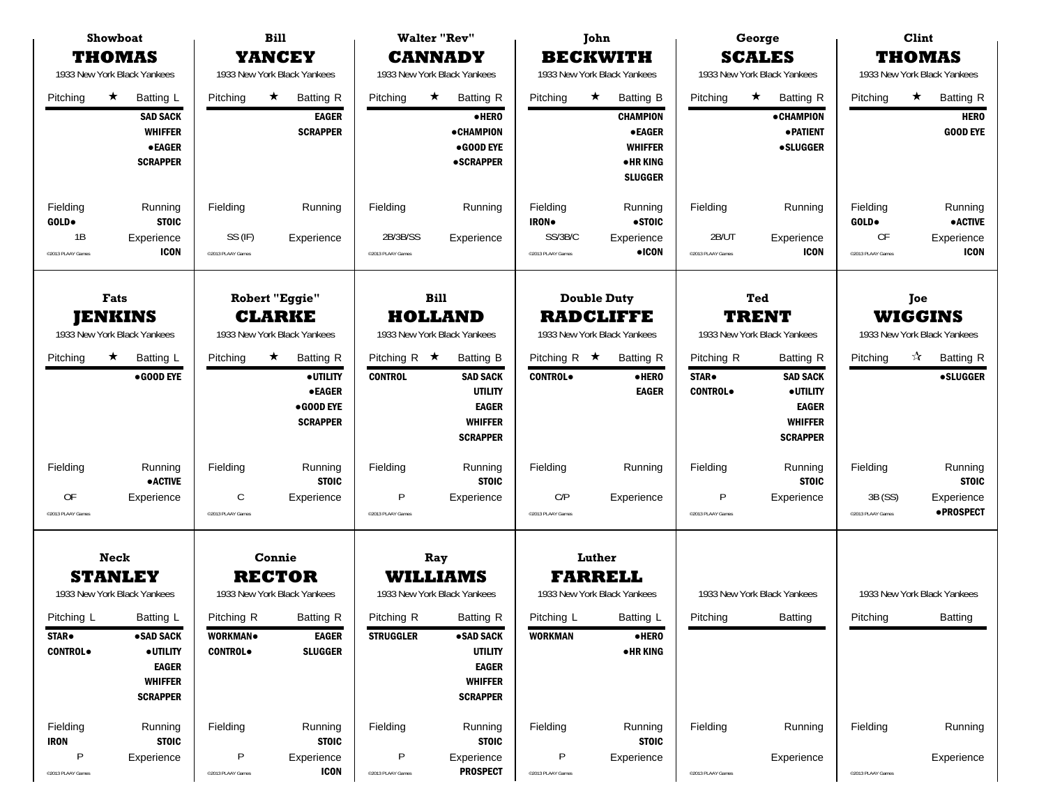**Showboat**
## THOMAS
1933 New York Black Yankees

Pitching ★ Batting L

SAD SACK
WHIFFER
●EAGER
SCRAPPER

Fielding: GOLD● — Running: STOIC
1B — Experience: ICON

©2013 PLAAY Games

---

**Bill**
## YANCEY
1933 New York Black Yankees

Pitching ★ Batting R

EAGER
SCRAPPER

Fielding — Running
SS (IF) — Experience

©2013 PLAAY Games

---

**Walter "Rev"**
## CANNADY
1933 New York Black Yankees

Pitching ★ Batting R

●HERO
●CHAMPION
●GOOD EYE
●SCRAPPER

Fielding — Running
2B/3B/SS — Experience

©2013 PLAAY Games

---

**John**
## BECKWITH
1933 New York Black Yankees

Pitching ★ Batting B

CHAMPION
●EAGER
WHIFFER
●HR KING
SLUGGER

Fielding: IRON● — Running: ●STOIC
SS/3B/C — Experience: ●ICON

©2013 PLAAY Games

---

**George**
## SCALES
1933 New York Black Yankees

Pitching ★ Batting R

●CHAMPION
●PATIENT
●SLUGGER

Fielding — Running
2B/UT — Experience: ICON

©2013 PLAAY Games

---

**Clint**
## THOMAS
1933 New York Black Yankees

Pitching ★ Batting R

HERO
GOOD EYE

Fielding: GOLD● — Running: ●ACTIVE
CF — Experience: ICON

©2013 PLAAY Games

---

**Fats**
## JENKINS
1933 New York Black Yankees

Pitching ★ Batting L

●GOOD EYE

Fielding — Running: ●ACTIVE
OF — Experience

©2013 PLAAY Games

---

**Robert "Eggie"**
## CLARKE
1933 New York Black Yankees

Pitching ★ Batting R

●UTILITY
●EAGER
●GOOD EYE
SCRAPPER

Fielding — Running: STOIC
C — Experience

©2013 PLAAY Games

---

**Bill**
## HOLLAND
1933 New York Black Yankees

Pitching R ★ Batting B

CONTROL

SAD SACK
UTILITY
EAGER
WHIFFER
SCRAPPER

Fielding — Running: STOIC
P — Experience

©2013 PLAAY Games

---

**Double Duty**
## RADCLIFFE
1933 New York Black Yankees

Pitching R ★ Batting R

CONTROL●

●HERO
EAGER

Fielding — Running
C/P — Experience

©2013 PLAAY Games

---

**Ted**
## TRENT
1933 New York Black Yankees

Pitching R Batting R

STAR●
CONTROL●

SAD SACK
●UTILITY
EAGER
WHIFFER
SCRAPPER

Fielding — Running: STOIC
P — Experience

©2013 PLAAY Games

---

**Joe**
## WIGGINS
1933 New York Black Yankees

Pitching ☆ Batting R

●SLUGGER

Fielding — Running: STOIC
3B (SS) — Experience: ●PROSPECT

©2013 PLAAY Games

---

**Neck**
## STANLEY
1933 New York Black Yankees

Pitching L Batting L

STAR●
CONTROL●

●SAD SACK
●UTILITY
EAGER
WHIFFER
SCRAPPER

Fielding: IRON — Running: STOIC
P — Experience

©2013 PLAAY Games

---

**Connie**
## RECTOR
1933 New York Black Yankees

Pitching R Batting R

WORKMAN●
CONTROL●

EAGER
SLUGGER

Fielding — Running: STOIC
P — Experience: ICON

©2013 PLAAY Games

---

**Ray**
## WILLIAMS
1933 New York Black Yankees

Pitching R Batting R

STRUGGLER

●SAD SACK
UTILITY
EAGER
WHIFFER
SCRAPPER

Fielding — Running: STOIC
P — Experience: PROSPECT

©2013 PLAAY Games

---

**Luther**
## FARRELL
1933 New York Black Yankees

Pitching L Batting L

WORKMAN

●HERO
●HR KING

Fielding — Running: STOIC
P — Experience

©2013 PLAAY Games

---

1933 New York Black Yankees

Pitching Batting

Fielding — Running
Experience

©2013 PLAAY Games

---

1933 New York Black Yankees

Pitching Batting

Fielding — Running
Experience

©2013 PLAAY Games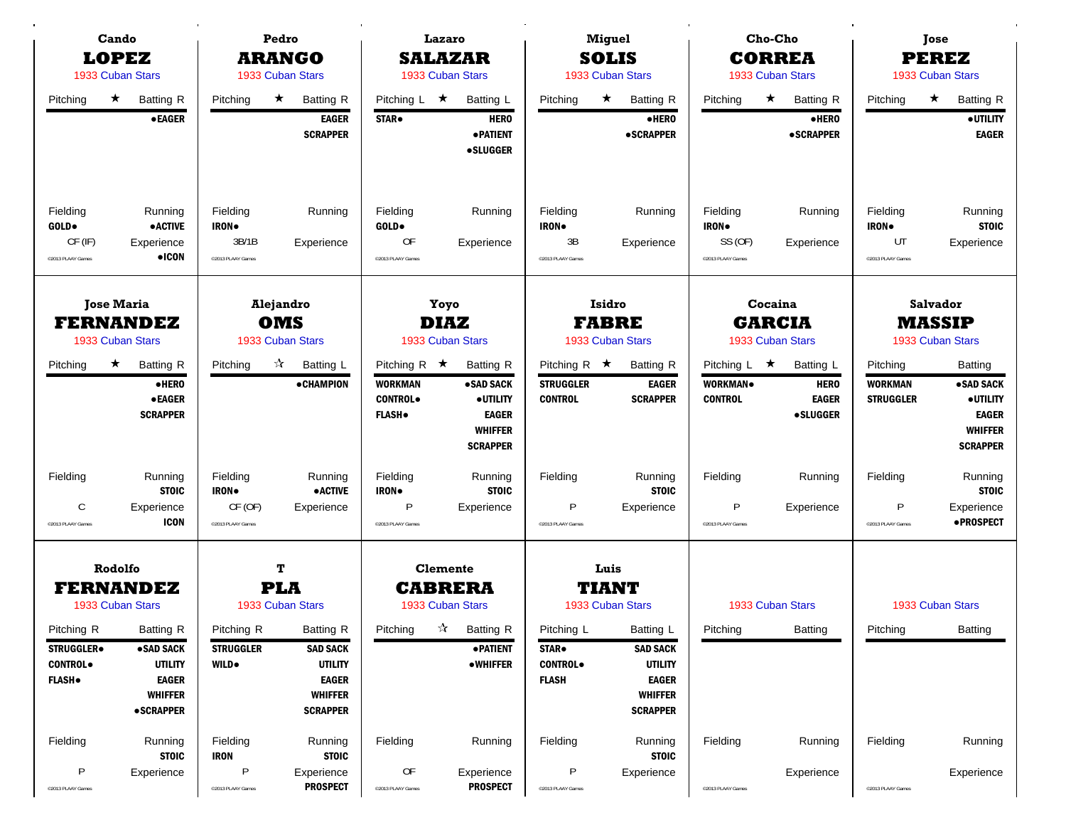### Cando LOPEZ
1933 Cuban Stars

Pitching ★ Batting R

**●EAGER**

Fielding: **GOLD●**
CF (IF)

Running: **●ACTIVE**
Experience: **●ICON**

©2013 PLAAY Games

---

### Pedro ARANGO
1933 Cuban Stars

Pitching ★ Batting R

**EAGER**
**SCRAPPER**

Fielding: **IRON●**
3B/1B

Running
Experience

©2013 PLAAY Games

---

### Lazaro SALAZAR
1933 Cuban Stars

Pitching L ★ Batting L

**STAR●**

**HERO**
**●PATIENT**
**●SLUGGER**

Fielding: **GOLD●**
OF

Running
Experience

©2013 PLAAY Games

---

### Miguel SOLIS
1933 Cuban Stars

Pitching ★ Batting R

**●HERO**
**●SCRAPPER**

Fielding: **IRON●**
3B

Running
Experience

©2013 PLAAY Games

---

### Cho-Cho CORREA
1933 Cuban Stars

Pitching ★ Batting R

**●HERO**
**●SCRAPPER**

Fielding: **IRON●**
SS (OF)

Running
Experience

©2013 PLAAY Games

---

### Jose PEREZ
1933 Cuban Stars

Pitching ★ Batting R

**●UTILITY**
**EAGER**

Fielding: **IRON●**
UT

Running: **STOIC**
Experience

©2013 PLAAY Games

---

### Jose Maria FERNANDEZ
1933 Cuban Stars

Pitching ★ Batting R

**●HERO**
**●EAGER**
**SCRAPPER**

Fielding
C

Running: **STOIC**
Experience: **ICON**

©2013 PLAAY Games

---

### Alejandro OMS
1933 Cuban Stars

Pitching ☆ Batting L

**●CHAMPION**

Fielding: **IRON●**
CF (OF)

Running: **●ACTIVE**
Experience

©2013 PLAAY Games

---

### Yoyo DIAZ
1933 Cuban Stars

Pitching R ★ Batting R

**WORKMAN**
**CONTROL●**
**FLASH●**

**●SAD SACK**
**●UTILITY**
**EAGER**
**WHIFFER**
**SCRAPPER**

Fielding: **IRON●**
P

Running: **STOIC**
Experience

©2013 PLAAY Games

---

### Isidro FABRE
1933 Cuban Stars

Pitching R ★ Batting R

**STRUGGLER**
**CONTROL**

**EAGER**
**SCRAPPER**

Fielding
P

Running: **STOIC**
Experience

©2013 PLAAY Games

---

### Cocaina GARCIA
1933 Cuban Stars

Pitching L ★ Batting L

**WORKMAN●**
**CONTROL**

**HERO**
**EAGER**
**●SLUGGER**

Fielding
P

Running
Experience

©2013 PLAAY Games

---

### Salvador MASSIP
1933 Cuban Stars

Pitching Batting

**WORKMAN**
**STRUGGLER**

**●SAD SACK**
**●UTILITY**
**EAGER**
**WHIFFER**
**SCRAPPER**

Fielding
P

Running: **STOIC**
Experience: **●PROSPECT**

©2013 PLAAY Games

---

### Rodolfo FERNANDEZ
1933 Cuban Stars

Pitching R Batting R

**STRUGGLER●**
**CONTROL●**
**FLASH●**

**●SAD SACK**
**UTILITY**
**EAGER**
**WHIFFER**
**●SCRAPPER**

Fielding
P

Running: **STOIC**
Experience

©2013 PLAAY Games

---

### T PLA
1933 Cuban Stars

Pitching R Batting R

**STRUGGLER**
**WILD●**

**SAD SACK**
**UTILITY**
**EAGER**
**WHIFFER**
**SCRAPPER**

Fielding: **IRON**
P

Running: **STOIC**
Experience: **PROSPECT**

©2013 PLAAY Games

---

### Clemente CABRERA
1933 Cuban Stars

Pitching ☆ Batting R

**●PATIENT**
**●WHIFFER**

Fielding
OF

Running
Experience: **PROSPECT**

©2013 PLAAY Games

---

### Luis TIANT
1933 Cuban Stars

Pitching L Batting L

**STAR●**
**CONTROL●**
**FLASH**

**SAD SACK**
**UTILITY**
**EAGER**
**WHIFFER**
**SCRAPPER**

Fielding
P

Running: **STOIC**
Experience

©2013 PLAAY Games

---

1933 Cuban Stars

Pitching Batting

Fielding

Running
Experience

©2013 PLAAY Games

---

1933 Cuban Stars

Pitching Batting

Fielding

Running
Experience

©2013 PLAAY Games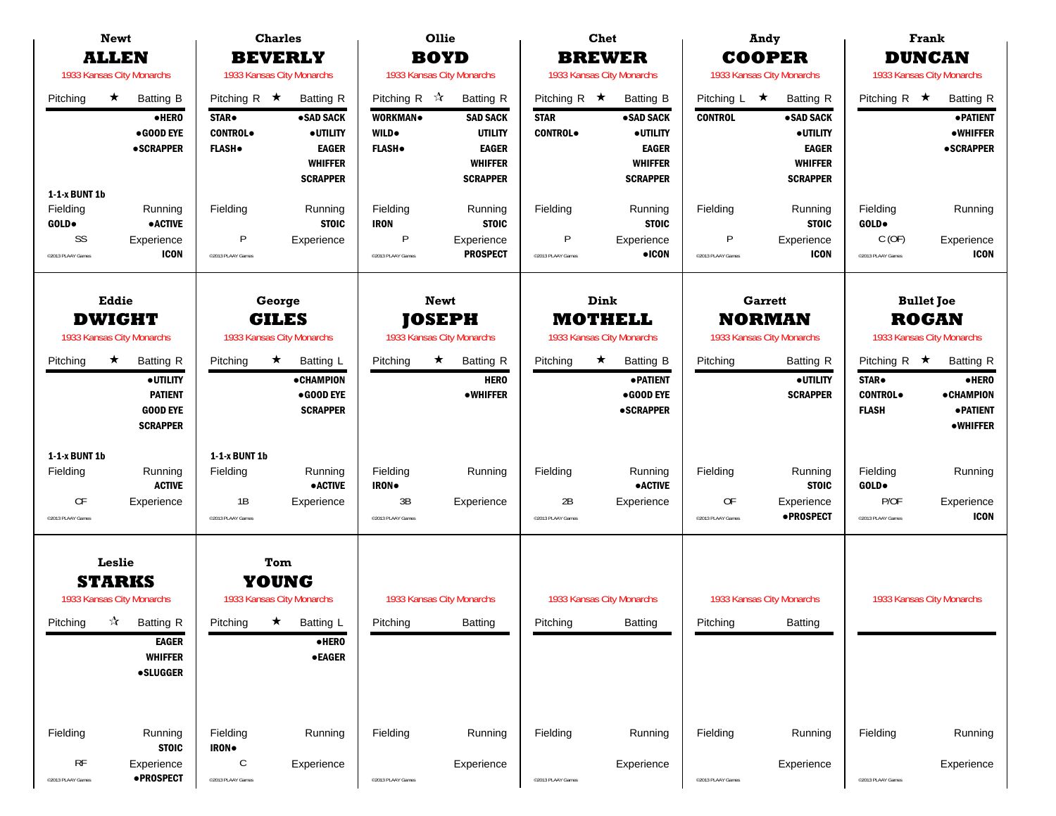### Newt **ALLEN**
1933 Kansas City Monarchs

Pitching ★ Batting B

●HERO
●GOOD EYE
●SCRAPPER

1-1-x BUNT 1b

Fielding: GOLD● — SS
Running: ●ACTIVE
Experience: ICON

©2013 PLAAY Games

---

### Charles **BEVERLY**
1933 Kansas City Monarchs

Pitching R ★ Batting R

STAR● CONTROL● FLASH●

●SAD SACK
●UTILITY
EAGER
WHIFFER
SCRAPPER

Fielding: P
Running: STOIC
Experience:

©2013 PLAAY Games

---

### Ollie **BOYD**
1933 Kansas City Monarchs

Pitching R ☆ Batting R

WORKMAN● WILD● FLASH●

SAD SACK
UTILITY
EAGER
WHIFFER
SCRAPPER

Fielding: IRON — P
Running: STOIC
Experience: PROSPECT

©2013 PLAAY Games

---

### Chet **BREWER**
1933 Kansas City Monarchs

Pitching R ★ Batting B

STAR CONTROL●

●SAD SACK
●UTILITY
EAGER
WHIFFER
SCRAPPER

Fielding: P
Running: STOIC
Experience: ●ICON

©2013 PLAAY Games

---

### Andy **COOPER**
1933 Kansas City Monarchs

Pitching L ★ Batting R

CONTROL

●SAD SACK
●UTILITY
EAGER
WHIFFER
SCRAPPER

Fielding: P
Running: STOIC
Experience: ICON

©2013 PLAAY Games

---

### Frank **DUNCAN**
1933 Kansas City Monarchs

Pitching R ★ Batting R

●PATIENT
●WHIFFER
●SCRAPPER

Fielding: GOLD● — C (OF)
Running:
Experience: ICON

©2013 PLAAY Games

---

### Eddie **DWIGHT**
1933 Kansas City Monarchs

Pitching ★ Batting R

●UTILITY
PATIENT
GOOD EYE
SCRAPPER

1-1-x BUNT 1b

Fielding: OF
Running: ACTIVE
Experience:

©2013 PLAAY Games

---

### George **GILES**
1933 Kansas City Monarchs

Pitching ★ Batting L

●CHAMPION
●GOOD EYE
SCRAPPER

1-1-x BUNT 1b

Fielding: 1B
Running: ●ACTIVE
Experience:

©2013 PLAAY Games

---

### Newt **JOSEPH**
1933 Kansas City Monarchs

Pitching ★ Batting R

HERO
●WHIFFER

Fielding: IRON● — 3B
Running:
Experience:

©2013 PLAAY Games

---

### Dink **MOTHELL**
1933 Kansas City Monarchs

Pitching ★ Batting B

●PATIENT
●GOOD EYE
●SCRAPPER

Fielding: 2B
Running: ●ACTIVE
Experience:

©2013 PLAAY Games

---

### Garrett **NORMAN**
1933 Kansas City Monarchs

Pitching Batting R

●UTILITY
SCRAPPER

Fielding: OF
Running: STOIC
Experience: ●PROSPECT

©2013 PLAAY Games

---

### Bullet Joe **ROGAN**
1933 Kansas City Monarchs

Pitching R ★ Batting R

STAR● CONTROL● FLASH

●HERO
●CHAMPION
●PATIENT
●WHIFFER

Fielding: GOLD● — P/OF
Running:
Experience: ICON

©2013 PLAAY Games

---

### Leslie **STARKS**
1933 Kansas City Monarchs

Pitching ☆ Batting R

EAGER
WHIFFER
●SLUGGER

Fielding: RF
Running: STOIC
Experience: ●PROSPECT

©2013 PLAAY Games

---

### Tom **YOUNG**
1933 Kansas City Monarchs

Pitching ★ Batting L

●HERO
●EAGER

Fielding: IRON● — C
Running:
Experience:

©2013 PLAAY Games

---

1933 Kansas City Monarchs

Pitching Batting

Fielding Running

Experience

©2013 PLAAY Games

---

1933 Kansas City Monarchs

Pitching Batting

Fielding Running

Experience

©2013 PLAAY Games

---

1933 Kansas City Monarchs

Pitching Batting

Fielding Running

Experience

©2013 PLAAY Games

---

1933 Kansas City Monarchs

Fielding Running

Experience

©2013 PLAAY Games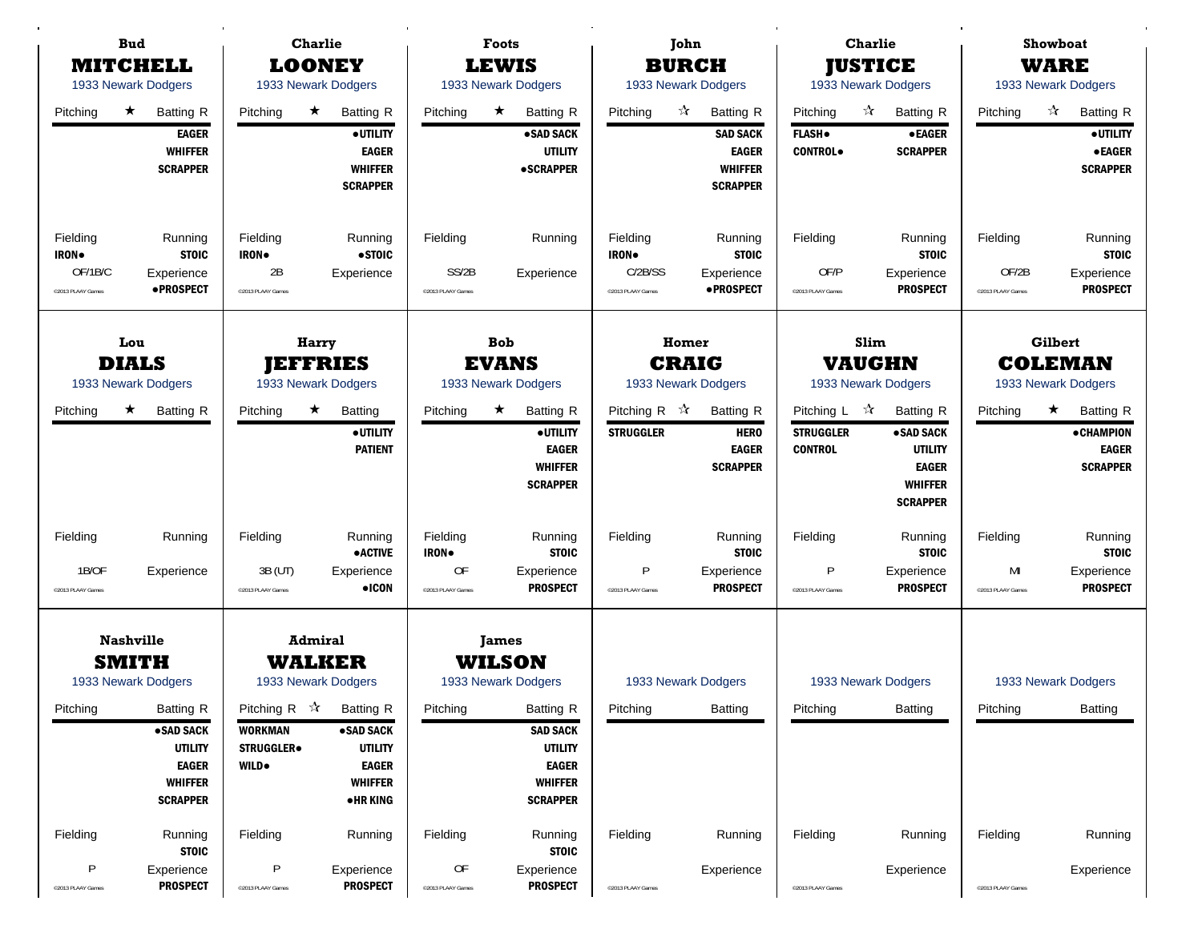## Bud MITCHELL
1933 Newark Dodgers

Pitching ★ Batting R

EAGER
WHIFFER
SCRAPPER

Fielding: IRON●
Running: STOIC
OF/1B/C
Experience: ●PROSPECT

©2013 PLAAY Games

## Charlie LOONEY
1933 Newark Dodgers

Pitching ★ Batting R

●UTILITY
EAGER
WHIFFER
SCRAPPER

Fielding: IRON●
Running: ●STOIC
2B
Experience

©2013 PLAAY Games

## Foots LEWIS
1933 Newark Dodgers

Pitching ★ Batting R

●SAD SACK
UTILITY
●SCRAPPER

Fielding
Running
SS/2B
Experience

©2013 PLAAY Games

## John BURCH
1933 Newark Dodgers

Pitching ☆ Batting R

SAD SACK
EAGER
WHIFFER
SCRAPPER

Fielding: IRON●
Running: STOIC
C/2B/SS
Experience: ●PROSPECT

©2013 PLAAY Games

## Charlie JUSTICE
1933 Newark Dodgers

Pitching ☆ Batting R

FLASH● | ●EAGER
CONTROL● | SCRAPPER

Fielding
Running: STOIC
OF/P
Experience: PROSPECT

©2013 PLAAY Games

## Showboat WARE
1933 Newark Dodgers

Pitching ☆ Batting R

●UTILITY
●EAGER
SCRAPPER

Fielding
Running: STOIC
OF/2B
Experience: PROSPECT

©2013 PLAAY Games

## Lou DIALS
1933 Newark Dodgers

Pitching ★ Batting R

Fielding
Running
1B/OF
Experience

©2013 PLAAY Games

## Harry JEFFRIES
1933 Newark Dodgers

Pitching ★ Batting

●UTILITY
PATIENT

Fielding
Running: ●ACTIVE
3B (UT)
Experience: ●ICON

©2013 PLAAY Games

## Bob EVANS
1933 Newark Dodgers

Pitching ★ Batting R

●UTILITY
EAGER
WHIFFER
SCRAPPER

Fielding: IRON●
Running: STOIC
OF
Experience: PROSPECT

©2013 PLAAY Games

## Homer CRAIG
1933 Newark Dodgers

Pitching R ☆ Batting R

STRUGGLER | HERO
 | EAGER
 | SCRAPPER

Fielding
Running: STOIC
P
Experience: PROSPECT

©2013 PLAAY Games

## Slim VAUGHN
1933 Newark Dodgers

Pitching L ☆ Batting R

STRUGGLER | ●SAD SACK
CONTROL | UTILITY
 | EAGER
 | WHIFFER
 | SCRAPPER

Fielding
Running: STOIC
P
Experience: PROSPECT

©2013 PLAAY Games

## Gilbert COLEMAN
1933 Newark Dodgers

Pitching ★ Batting R

●CHAMPION
EAGER
SCRAPPER

Fielding
Running: STOIC
MI
Experience: PROSPECT

©2013 PLAAY Games

## Nashville SMITH
1933 Newark Dodgers

Pitching Batting R

●SAD SACK
UTILITY
EAGER
WHIFFER
SCRAPPER

Fielding
Running: STOIC
P
Experience: PROSPECT

©2013 PLAAY Games

## Admiral WALKER
1933 Newark Dodgers

Pitching R ☆ Batting R

WORKMAN | ●SAD SACK
STRUGGLER● | UTILITY
WILD● | EAGER
 | WHIFFER
 | ●HR KING

Fielding
Running
P
Experience: PROSPECT

©2013 PLAAY Games

## James WILSON
1933 Newark Dodgers

Pitching Batting R

SAD SACK
UTILITY
EAGER
WHIFFER
SCRAPPER

Fielding
Running: STOIC
OF
Experience: PROSPECT

©2013 PLAAY Games

---

1933 Newark Dodgers

Pitching Batting

Fielding
Running
Experience

©2013 PLAAY Games

---

1933 Newark Dodgers

Pitching Batting

Fielding
Running
Experience

©2013 PLAAY Games

---

1933 Newark Dodgers

Pitching Batting

Fielding
Running
Experience

©2013 PLAAY Games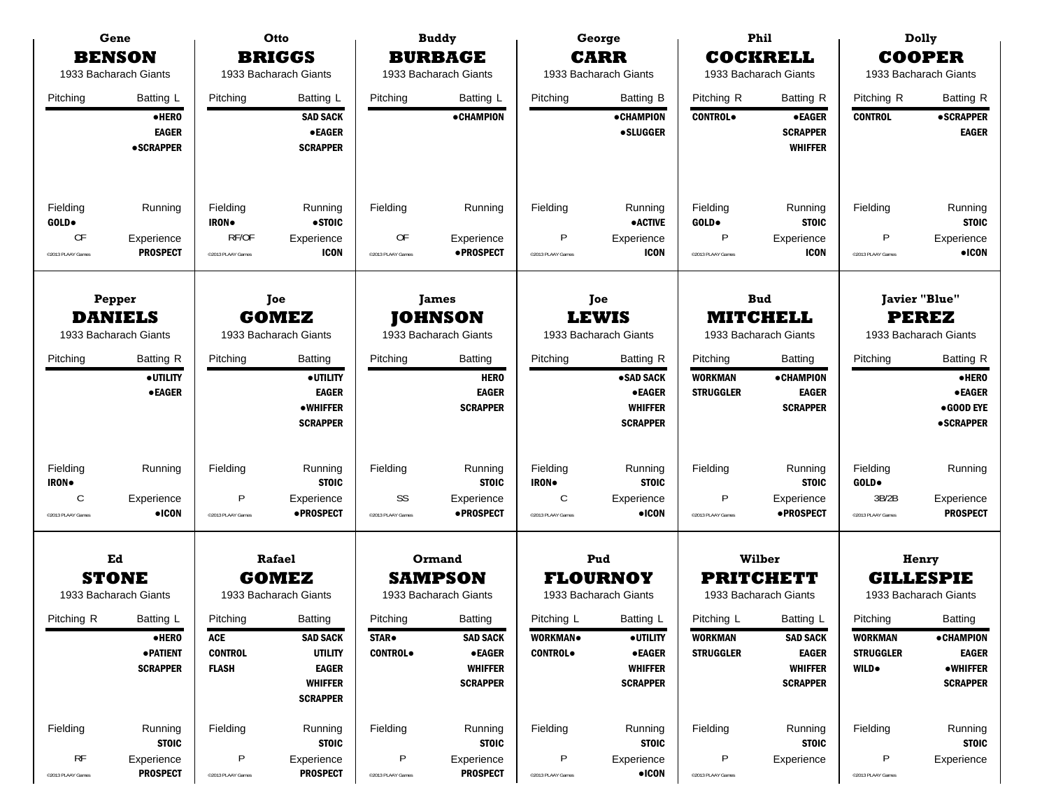## Gene BENSON
1933 Bacharach Giants

| Pitching | Batting L |
|---|---|
| | ●HERO |
| | EAGER |
| | ●SCRAPPER |

| Fielding | Running |
|---|---|
| GOLD● | |
| CF | Experience |
| | PROSPECT |

©2013 PLAAY Games

## Otto BRIGGS
1933 Bacharach Giants

| Pitching | Batting L |
|---|---|
| | SAD SACK |
| | ●EAGER |
| | SCRAPPER |

| Fielding | Running |
|---|---|
| IRON● | ●STOIC |
| RF/OF | Experience |
| | ICON |

©2013 PLAAY Games

## Buddy BURBAGE
1933 Bacharach Giants

| Pitching | Batting L |
|---|---|
| | ●CHAMPION |

| Fielding | Running |
|---|---|
| OF | Experience |
| | ●PROSPECT |

©2013 PLAAY Games

## George CARR
1933 Bacharach Giants

| Pitching | Batting B |
|---|---|
| | ●CHAMPION |
| | ●SLUGGER |

| Fielding | Running |
|---|---|
| | ●ACTIVE |
| P | Experience |
| | ICON |

©2013 PLAAY Games

## Phil COCKRELL
1933 Bacharach Giants

| Pitching R | Batting R |
|---|---|
| CONTROL● | ●EAGER |
| | SCRAPPER |
| | WHIFFER |

| Fielding | Running |
|---|---|
| GOLD● | STOIC |
| P | Experience |
| | ICON |

©2013 PLAAY Games

## Dolly COOPER
1933 Bacharach Giants

| Pitching R | Batting R |
|---|---|
| CONTROL | ●SCRAPPER |
| | EAGER |

| Fielding | Running |
|---|---|
| | STOIC |
| P | Experience |
| | ●ICON |

©2013 PLAAY Games

## Pepper DANIELS
1933 Bacharach Giants

| Pitching | Batting R |
|---|---|
| | ●UTILITY |
| | ●EAGER |

| Fielding | Running |
|---|---|
| IRON● | |
| C | Experience |
| | ●ICON |

©2013 PLAAY Games

## Joe GOMEZ
1933 Bacharach Giants

| Pitching | Batting |
|---|---|
| | ●UTILITY |
| | EAGER |
| | ●WHIFFER |
| | SCRAPPER |

| Fielding | Running |
|---|---|
| | STOIC |
| P | Experience |
| | ●PROSPECT |

©2013 PLAAY Games

## James JOHNSON
1933 Bacharach Giants

| Pitching | Batting |
|---|---|
| | HERO |
| | EAGER |
| | SCRAPPER |

| Fielding | Running |
|---|---|
| | STOIC |
| SS | Experience |
| | ●PROSPECT |

©2013 PLAAY Games

## Joe LEWIS
1933 Bacharach Giants

| Pitching | Batting R |
|---|---|
| | ●SAD SACK |
| | ●EAGER |
| | WHIFFER |
| | SCRAPPER |

| Fielding | Running |
|---|---|
| IRON● | STOIC |
| C | Experience |
| | ●ICON |

©2013 PLAAY Games

## Bud MITCHELL
1933 Bacharach Giants

| Pitching | Batting |
|---|---|
| WORKMAN | ●CHAMPION |
| STRUGGLER | EAGER |
| | SCRAPPER |

| Fielding | Running |
|---|---|
| | STOIC |
| P | Experience |
| | ●PROSPECT |

©2013 PLAAY Games

## Javier "Blue" PEREZ
1933 Bacharach Giants

| Pitching | Batting R |
|---|---|
| | ●HERO |
| | ●EAGER |
| | ●GOOD EYE |
| | ●SCRAPPER |

| Fielding | Running |
|---|---|
| GOLD● | |
| 3B/2B | Experience |
| | PROSPECT |

©2013 PLAAY Games

## Ed STONE
1933 Bacharach Giants

| Pitching R | Batting L |
|---|---|
| | ●HERO |
| | ●PATIENT |
| | SCRAPPER |

| Fielding | Running |
|---|---|
| | STOIC |
| RF | Experience |
| | PROSPECT |

©2013 PLAAY Games

## Rafael GOMEZ
1933 Bacharach Giants

| Pitching | Batting |
|---|---|
| ACE | SAD SACK |
| CONTROL | UTILITY |
| FLASH | EAGER |
| | WHIFFER |
| | SCRAPPER |

| Fielding | Running |
|---|---|
| | STOIC |
| P | Experience |
| | PROSPECT |

©2013 PLAAY Games

## Ormand SAMPSON
1933 Bacharach Giants

| Pitching | Batting |
|---|---|
| STAR● | SAD SACK |
| CONTROL● | ●EAGER |
| | WHIFFER |
| | SCRAPPER |

| Fielding | Running |
|---|---|
| | STOIC |
| P | Experience |
| | PROSPECT |

©2013 PLAAY Games

## Pud FLOURNOY
1933 Bacharach Giants

| Pitching L | Batting L |
|---|---|
| WORKMAN● | ●UTILITY |
| CONTROL● | ●EAGER |
| | WHIFFER |
| | SCRAPPER |

| Fielding | Running |
|---|---|
| | STOIC |
| P | Experience |
| | ●ICON |

©2013 PLAAY Games

## Wilber PRITCHETT
1933 Bacharach Giants

| Pitching L | Batting L |
|---|---|
| WORKMAN | SAD SACK |
| STRUGGLER | EAGER |
| | WHIFFER |
| | SCRAPPER |

| Fielding | Running |
|---|---|
| | STOIC |
| P | Experience |

©2013 PLAAY Games

## Henry GILLESPIE
1933 Bacharach Giants

| Pitching | Batting |
|---|---|
| WORKMAN | ●CHAMPION |
| STRUGGLER | EAGER |
| WILD● | ●WHIFFER |
| | SCRAPPER |

| Fielding | Running |
|---|---|
| | STOIC |
| P | Experience |

©2013 PLAAY Games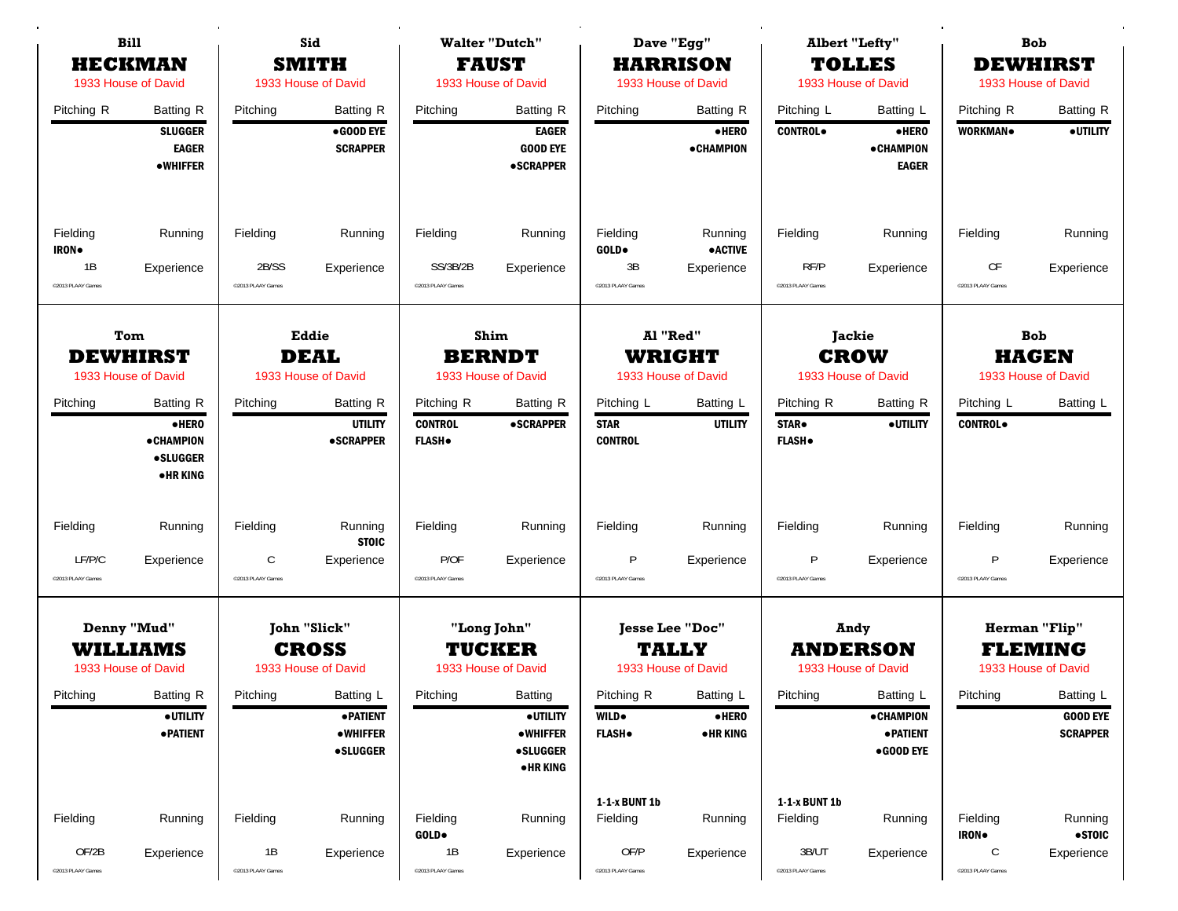### Bill HECKMAN
1933 House of David

Pitching R | Batting R

Batting: SLUGGER, EAGER, ●WHIFFER

Fielding: IRON●

Running

1B

Experience

©2013 PLAAY Games

### Sid SMITH
1933 House of David

Pitching | Batting R

Batting: ●GOOD EYE, SCRAPPER

Fielding | Running

2B/SS

Experience

©2013 PLAAY Games

### Walter "Dutch" FAUST
1933 House of David

Pitching | Batting R

Batting: EAGER, GOOD EYE, ●SCRAPPER

Fielding | Running

SS/3B/2B

Experience

©2013 PLAAY Games

### Dave "Egg" HARRISON
1933 House of David

Pitching | Batting R

Batting: ●HERO, ●CHAMPION

Fielding: GOLD●

Running: ●ACTIVE

3B

Experience

©2013 PLAAY Games

### Albert "Lefty" TOLLES
1933 House of David

Pitching L | Batting L

Pitching: CONTROL●

Batting: ●HERO, ●CHAMPION, EAGER

Fielding | Running

RF/P

Experience

©2013 PLAAY Games

### Bob DEWHIRST
1933 House of David

Pitching R | Batting R

Pitching: WORKMAN●

Batting: ●UTILITY

Fielding | Running

CF

Experience

©2013 PLAAY Games

### Tom DEWHIRST
1933 House of David

Pitching | Batting R

Batting: ●HERO, ●CHAMPION, ●SLUGGER, ●HR KING

Fielding | Running

LF/P/C

Experience

©2013 PLAAY Games

### Eddie DEAL
1933 House of David

Pitching | Batting R

Batting: UTILITY, ●SCRAPPER

Fielding

Running: STOIC

C

Experience

©2013 PLAAY Games

### Shim BERNDT
1933 House of David

Pitching R | Batting R

Pitching: CONTROL, FLASH●

Batting: ●SCRAPPER

Fielding | Running

P/OF

Experience

©2013 PLAAY Games

### Al "Red" WRIGHT
1933 House of David

Pitching L | Batting L

Pitching: STAR, CONTROL

Batting: UTILITY

Fielding | Running

P

Experience

©2013 PLAAY Games

### Jackie CROW
1933 House of David

Pitching R | Batting R

Pitching: STAR●, FLASH●

Batting: ●UTILITY

Fielding | Running

P

Experience

©2013 PLAAY Games

### Bob HAGEN
1933 House of David

Pitching L | Batting L

Pitching: CONTROL●

Fielding | Running

P

Experience

©2013 PLAAY Games

### Denny "Mud" WILLIAMS
1933 House of David

Pitching | Batting R

Batting: ●UTILITY, ●PATIENT

Fielding | Running

OF/2B

Experience

©2013 PLAAY Games

### John "Slick" CROSS
1933 House of David

Pitching | Batting L

Batting: ●PATIENT, ●WHIFFER, ●SLUGGER

Fielding | Running

1B

Experience

©2013 PLAAY Games

### "Long John" TUCKER
1933 House of David

Pitching | Batting

Batting: ●UTILITY, ●WHIFFER, ●SLUGGER, ●HR KING

Fielding: GOLD●

Running

1B

Experience

©2013 PLAAY Games

### Jesse Lee "Doc" TALLY
1933 House of David

Pitching R | Batting L

Pitching: WILD●, FLASH●

Batting: ●HERO, ●HR KING

1-1-x BUNT 1b

Fielding | Running

OF/P

Experience

©2013 PLAAY Games

### Andy ANDERSON
1933 House of David

Pitching | Batting L

Batting: ●CHAMPION, ●PATIENT, ●GOOD EYE

1-1-x BUNT 1b

Fielding | Running

3B/UT

Experience

©2013 PLAAY Games

### Herman "Flip" FLEMING
1933 House of David

Pitching | Batting L

Batting: GOOD EYE, SCRAPPER

Fielding: IRON●

Running: ●STOIC

C

Experience

©2013 PLAAY Games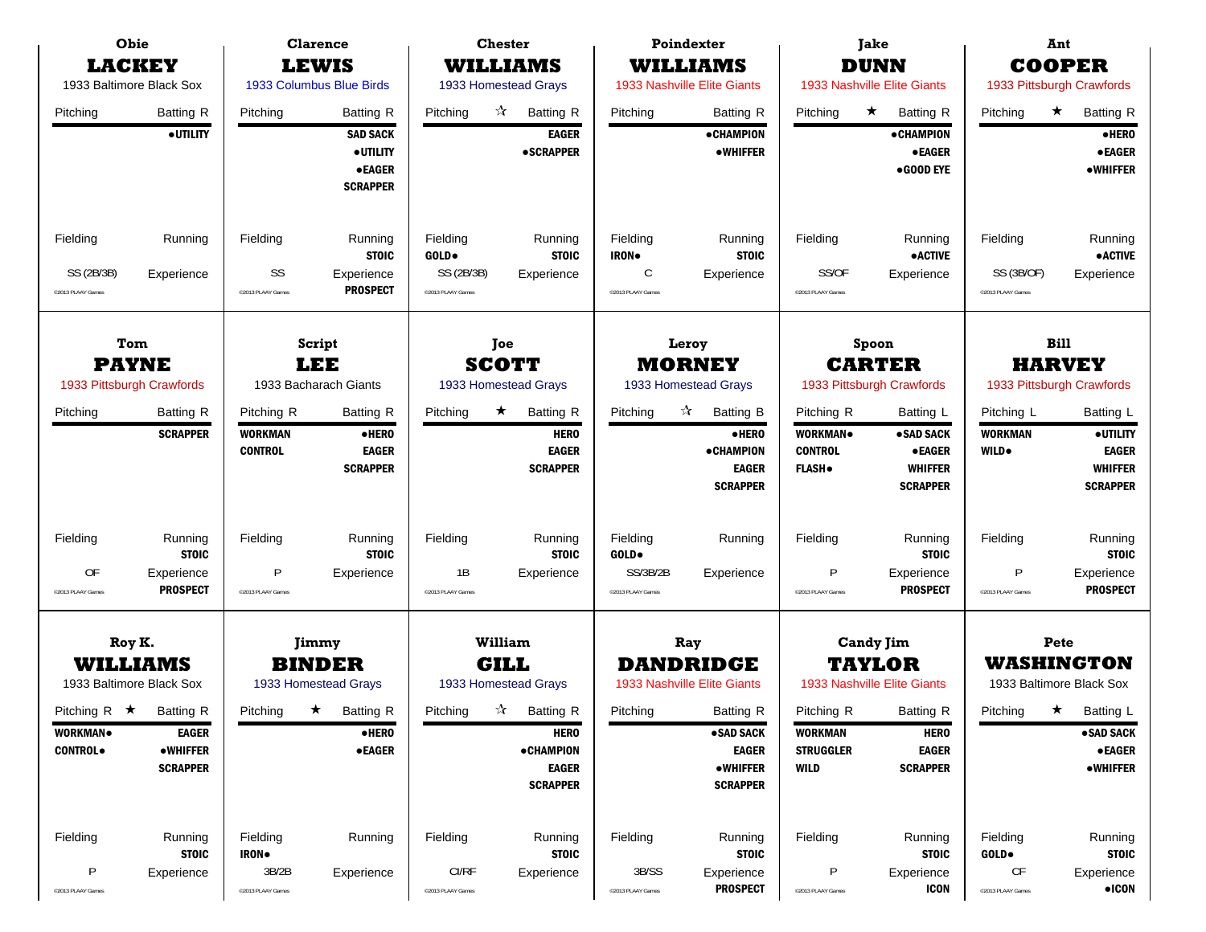**Obie**
## LACKEY
1933 Baltimore Black Sox

Pitching | Batting R

●UTILITY

Fielding | Running

SS (2B/3B) | Experience

©2013 PLAAY Games

---

**Clarence**
## LEWIS
1933 Columbus Blue Birds

Pitching | Batting R

SAD SACK
●UTILITY
●EAGER
SCRAPPER

Fielding | Running
STOIC

SS | Experience
PROSPECT

©2013 PLAAY Games

---

**Chester**
## WILLIAMS
1933 Homestead Grays

Pitching ☆ | Batting R

EAGER
●SCRAPPER

Fielding | Running
GOLD● | STOIC

SS (2B/3B) | Experience

©2013 PLAAY Games

---

**Poindexter**
## WILLIAMS
1933 Nashville Elite Giants

Pitching | Batting R

●CHAMPION
●WHIFFER

Fielding | Running
IRON● | STOIC

C | Experience

©2013 PLAAY Games

---

**Jake**
## DUNN
1933 Nashville Elite Giants

Pitching ★ | Batting R

●CHAMPION
●EAGER
●GOOD EYE

Fielding | Running
●ACTIVE

SS/OF | Experience

©2013 PLAAY Games

---

**Ant**
## COOPER
1933 Pittsburgh Crawfords

Pitching ★ | Batting R

●HERO
●EAGER
●WHIFFER

Fielding | Running
●ACTIVE

SS (3B/OF) | Experience

©2013 PLAAY Games

---

**Tom**
## PAYNE
1933 Pittsburgh Crawfords

Pitching | Batting R

SCRAPPER

Fielding | Running
STOIC

OF | Experience
PROSPECT

©2013 PLAAY Games

---

**Script**
## LEE
1933 Bacharach Giants

Pitching R | Batting R

WORKMAN | ●HERO
CONTROL | EAGER
SCRAPPER

Fielding | Running
STOIC

P | Experience

©2013 PLAAY Games

---

**Joe**
## SCOTT
1933 Homestead Grays

Pitching ★ | Batting R

HERO
EAGER
SCRAPPER

Fielding | Running
STOIC

1B | Experience

©2013 PLAAY Games

---

**Leroy**
## MORNEY
1933 Homestead Grays

Pitching ☆ | Batting B

●HERO
●CHAMPION
EAGER
SCRAPPER

Fielding | Running
GOLD●

SS/3B/2B | Experience

©2013 PLAAY Games

---

**Spoon**
## CARTER
1933 Pittsburgh Crawfords

Pitching R | Batting L

WORKMAN● | ●SAD SACK
CONTROL | ●EAGER
FLASH● | WHIFFER
SCRAPPER

Fielding | Running
STOIC

P | Experience
PROSPECT

©2013 PLAAY Games

---

**Bill**
## HARVEY
1933 Pittsburgh Crawfords

Pitching L | Batting L

WORKMAN | ●UTILITY
WILD● | EAGER
WHIFFER
SCRAPPER

Fielding | Running
STOIC

P | Experience
PROSPECT

©2013 PLAAY Games

---

**Roy K.**
## WILLIAMS
1933 Baltimore Black Sox

Pitching R ★ | Batting R

WORKMAN● | EAGER
CONTROL● | ●WHIFFER
SCRAPPER

Fielding | Running
STOIC

P | Experience

©2013 PLAAY Games

---

**Jimmy**
## BINDER
1933 Homestead Grays

Pitching ★ | Batting R

●HERO
●EAGER

Fielding | Running
IRON●

3B/2B | Experience

©2013 PLAAY Games

---

**William**
## GILL
1933 Homestead Grays

Pitching ☆ | Batting R

HERO
●CHAMPION
EAGER
SCRAPPER

Fielding | Running
STOIC

CF/RF | Experience

©2013 PLAAY Games

---

**Ray**
## DANDRIDGE
1933 Nashville Elite Giants

Pitching | Batting R

●SAD SACK
EAGER
●WHIFFER
SCRAPPER

Fielding | Running
STOIC

3B/SS | Experience
PROSPECT

©2013 PLAAY Games

---

**Candy Jim**
## TAYLOR
1933 Nashville Elite Giants

Pitching R | Batting R

WORKMAN | HERO
STRUGGLER | EAGER
WILD | SCRAPPER

Fielding | Running
STOIC

P | Experience
ICON

©2013 PLAAY Games

---

**Pete**
## WASHINGTON
1933 Baltimore Black Sox

Pitching ★ | Batting L

●SAD SACK
●EAGER
●WHIFFER

Fielding | Running
GOLD● | STOIC

CF | Experience
●ICON

©2013 PLAAY Games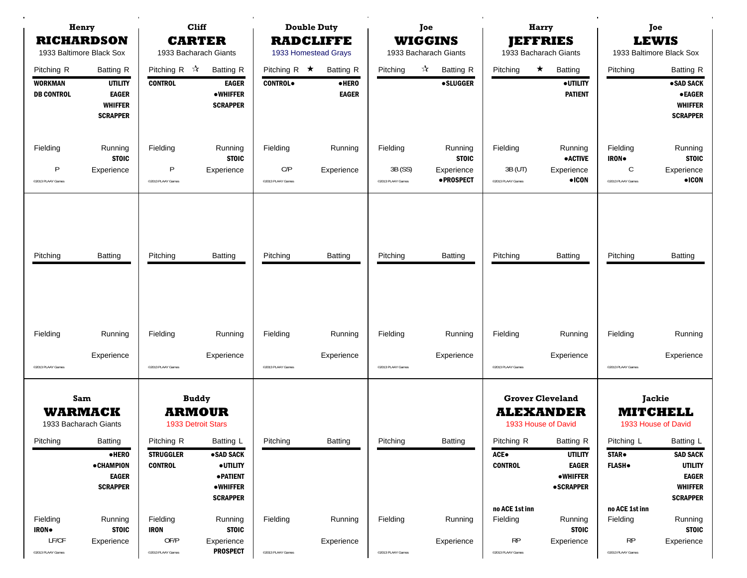**Henry**
**RICHARDSON**
1933 Baltimore Black Sox

| Pitching R | Batting R |
|---|---|
| WORKMAN | UTILITY |
| DB CONTROL | EAGER |
| | WHIFFER |
| | SCRAPPER |

| Fielding | Running |
|---|---|
| | STOIC |
| P | Experience |

©2013 PLAAY Games

---

**Cliff**
**CARTER**
1933 Bacharach Giants

| Pitching R ☆ | Batting R |
|---|---|
| CONTROL | EAGER |
| | ●WHIFFER |
| | SCRAPPER |

| Fielding | Running |
|---|---|
| | STOIC |
| P | Experience |

©2013 PLAAY Games

---

**Double Duty**
**RADCLIFFE**
1933 Homestead Grays

| Pitching R ★ | Batting R |
|---|---|
| CONTROL● | ●HERO |
| | EAGER |

| Fielding | Running |
|---|---|
| C/P | Experience |

©2013 PLAAY Games

---

**Joe**
**WIGGINS**
1933 Bacharach Giants

| Pitching ☆ | Batting R |
|---|---|
| | ●SLUGGER |

| Fielding | Running |
|---|---|
| | STOIC |
| 3B (SS) | Experience |
| | ●PROSPECT |

©2013 PLAAY Games

---

**Harry**
**JEFFRIES**
1933 Bacharach Giants

| Pitching ★ | Batting |
|---|---|
| | ●UTILITY |
| | PATIENT |

| Fielding | Running |
|---|---|
| | ●ACTIVE |
| 3B (UT) | Experience |
| | ●ICON |

©2013 PLAAY Games

---

**Joe**
**LEWIS**
1933 Baltimore Black Sox

| Pitching | Batting R |
|---|---|
| | ●SAD SACK |
| | ●EAGER |
| | WHIFFER |
| | SCRAPPER |

| Fielding | Running |
|---|---|
| IRON● | STOIC |
| C | Experience |
| | ●ICON |

©2013 PLAAY Games

---

**Sam**
**WARMACK**
1933 Bacharach Giants

| Pitching | Batting |
|---|---|
| | ●HERO |
| | ●CHAMPION |
| | EAGER |
| | SCRAPPER |

| Fielding | Running |
|---|---|
| IRON● | STOIC |
| LF/CF | Experience |

©2013 PLAAY Games

---

**Buddy**
**ARMOUR**
1933 Detroit Stars

| Pitching R | Batting L |
|---|---|
| STRUGGLER | ●SAD SACK |
| CONTROL | ●UTILITY |
| | ●PATIENT |
| | ●WHIFFER |
| | SCRAPPER |

| Fielding | Running |
|---|---|
| IRON | STOIC |
| OF/P | Experience |
| | PROSPECT |

©2013 PLAAY Games

---

**Grover Cleveland**
**ALEXANDER**
1933 House of David

| Pitching R | Batting R |
|---|---|
| ACE● | UTILITY |
| CONTROL | EAGER |
| | ●WHIFFER |
| | ●SCRAPPER |

no ACE 1st inn

| Fielding | Running |
|---|---|
| | STOIC |
| RP | Experience |

©2013 PLAAY Games

---

**Jackie**
**MITCHELL**
1933 House of David

| Pitching L | Batting L |
|---|---|
| STAR● | SAD SACK |
| FLASH● | UTILITY |
| | EAGER |
| | WHIFFER |
| | SCRAPPER |

no ACE 1st inn

| Fielding | Running |
|---|---|
| | STOIC |
| RP | Experience |

©2013 PLAAY Games